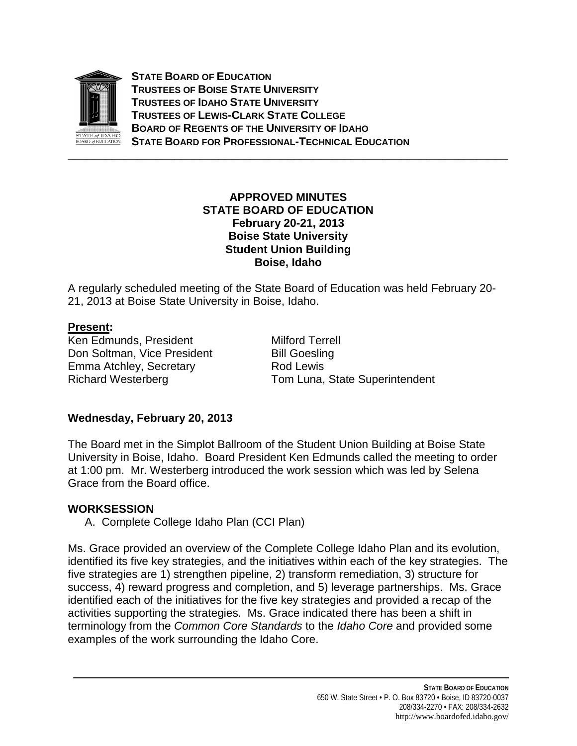**STATE BOARD OF EDUCATION**
**TRUSTEES OF BOISE STATE UNIVERSITY**
**TRUSTEES OF IDAHO STATE UNIVERSITY**
**TRUSTEES OF LEWIS-CLARK STATE COLLEGE**
**BOARD OF REGENTS OF THE UNIVERSITY OF IDAHO**
**STATE BOARD FOR PROFESSIONAL-TECHNICAL EDUCATION**

# APPROVED MINUTES
# STATE BOARD OF EDUCATION
**February 20-21, 2013**
**Boise State University**
**Student Union Building**
**Boise, Idaho**

A regularly scheduled meeting of the State Board of Education was held February 20-21, 2013 at Boise State University in Boise, Idaho.

**Present:**

Ken Edmunds, President
Don Soltman, Vice President
Emma Atchley, Secretary
Richard Westerberg
Milford Terrell
Bill Goesling
Rod Lewis
Tom Luna, State Superintendent

## Wednesday, February 20, 2013

The Board met in the Simplot Ballroom of the Student Union Building at Boise State University in Boise, Idaho. Board President Ken Edmunds called the meeting to order at 1:00 pm. Mr. Westerberg introduced the work session which was led by Selena Grace from the Board office.

## WORKSESSION

A. Complete College Idaho Plan (CCI Plan)

Ms. Grace provided an overview of the Complete College Idaho Plan and its evolution, identified its five key strategies, and the initiatives within each of the key strategies. The five strategies are 1) strengthen pipeline, 2) transform remediation, 3) structure for success, 4) reward progress and completion, and 5) leverage partnerships. Ms. Grace identified each of the initiatives for the five key strategies and provided a recap of the activities supporting the strategies. Ms. Grace indicated there has been a shift in terminology from the *Common Core Standards* to the *Idaho Core* and provided some examples of the work surrounding the Idaho Core.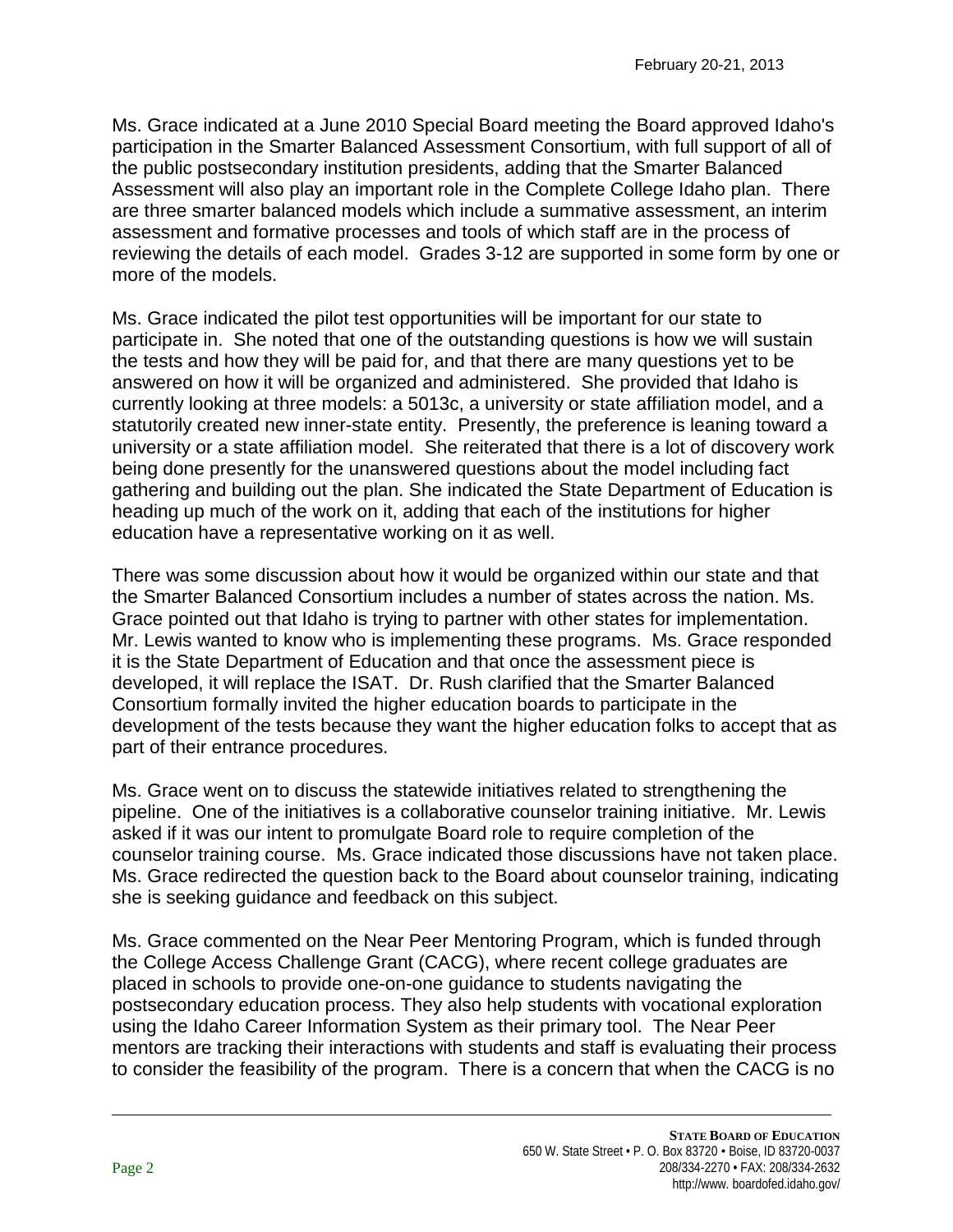Ms. Grace indicated at a June 2010 Special Board meeting the Board approved Idaho's participation in the Smarter Balanced Assessment Consortium, with full support of all of the public postsecondary institution presidents, adding that the Smarter Balanced Assessment will also play an important role in the Complete College Idaho plan. There are three smarter balanced models which include a summative assessment, an interim assessment and formative processes and tools of which staff are in the process of reviewing the details of each model. Grades 3-12 are supported in some form by one or more of the models.

Ms. Grace indicated the pilot test opportunities will be important for our state to participate in. She noted that one of the outstanding questions is how we will sustain the tests and how they will be paid for, and that there are many questions yet to be answered on how it will be organized and administered. She provided that Idaho is currently looking at three models: a 5013c, a university or state affiliation model, and a statutorily created new inner-state entity. Presently, the preference is leaning toward a university or a state affiliation model. She reiterated that there is a lot of discovery work being done presently for the unanswered questions about the model including fact gathering and building out the plan. She indicated the State Department of Education is heading up much of the work on it, adding that each of the institutions for higher education have a representative working on it as well.

There was some discussion about how it would be organized within our state and that the Smarter Balanced Consortium includes a number of states across the nation. Ms. Grace pointed out that Idaho is trying to partner with other states for implementation. Mr. Lewis wanted to know who is implementing these programs. Ms. Grace responded it is the State Department of Education and that once the assessment piece is developed, it will replace the ISAT. Dr. Rush clarified that the Smarter Balanced Consortium formally invited the higher education boards to participate in the development of the tests because they want the higher education folks to accept that as part of their entrance procedures.

Ms. Grace went on to discuss the statewide initiatives related to strengthening the pipeline. One of the initiatives is a collaborative counselor training initiative. Mr. Lewis asked if it was our intent to promulgate Board role to require completion of the counselor training course. Ms. Grace indicated those discussions have not taken place. Ms. Grace redirected the question back to the Board about counselor training, indicating she is seeking guidance and feedback on this subject.

Ms. Grace commented on the Near Peer Mentoring Program, which is funded through the College Access Challenge Grant (CACG), where recent college graduates are placed in schools to provide one-on-one guidance to students navigating the postsecondary education process. They also help students with vocational exploration using the Idaho Career Information System as their primary tool. The Near Peer mentors are tracking their interactions with students and staff is evaluating their process to consider the feasibility of the program. There is a concern that when the CACG is no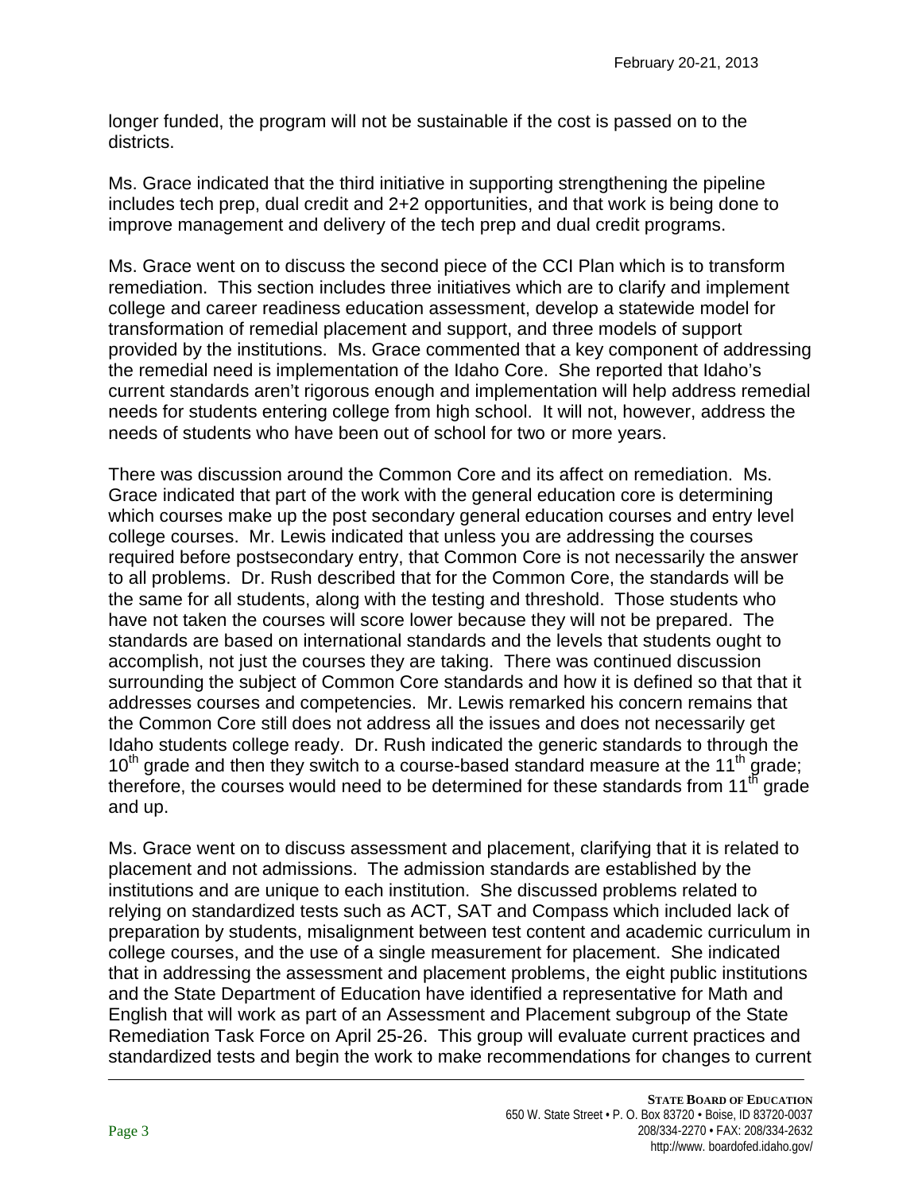longer funded, the program will not be sustainable if the cost is passed on to the districts.

Ms. Grace indicated that the third initiative in supporting strengthening the pipeline includes tech prep, dual credit and 2+2 opportunities, and that work is being done to improve management and delivery of the tech prep and dual credit programs.

Ms. Grace went on to discuss the second piece of the CCI Plan which is to transform remediation. This section includes three initiatives which are to clarify and implement college and career readiness education assessment, develop a statewide model for transformation of remedial placement and support, and three models of support provided by the institutions. Ms. Grace commented that a key component of addressing the remedial need is implementation of the Idaho Core. She reported that Idaho's current standards aren't rigorous enough and implementation will help address remedial needs for students entering college from high school. It will not, however, address the needs of students who have been out of school for two or more years.

There was discussion around the Common Core and its affect on remediation. Ms. Grace indicated that part of the work with the general education core is determining which courses make up the post secondary general education courses and entry level college courses. Mr. Lewis indicated that unless you are addressing the courses required before postsecondary entry, that Common Core is not necessarily the answer to all problems. Dr. Rush described that for the Common Core, the standards will be the same for all students, along with the testing and threshold. Those students who have not taken the courses will score lower because they will not be prepared. The standards are based on international standards and the levels that students ought to accomplish, not just the courses they are taking. There was continued discussion surrounding the subject of Common Core standards and how it is defined so that that it addresses courses and competencies. Mr. Lewis remarked his concern remains that the Common Core still does not address all the issues and does not necessarily get Idaho students college ready. Dr. Rush indicated the generic standards to through the 10th grade and then they switch to a course-based standard measure at the 11th grade; therefore, the courses would need to be determined for these standards from 11th grade and up.

Ms. Grace went on to discuss assessment and placement, clarifying that it is related to placement and not admissions. The admission standards are established by the institutions and are unique to each institution. She discussed problems related to relying on standardized tests such as ACT, SAT and Compass which included lack of preparation by students, misalignment between test content and academic curriculum in college courses, and the use of a single measurement for placement. She indicated that in addressing the assessment and placement problems, the eight public institutions and the State Department of Education have identified a representative for Math and English that will work as part of an Assessment and Placement subgroup of the State Remediation Task Force on April 25-26. This group will evaluate current practices and standardized tests and begin the work to make recommendations for changes to current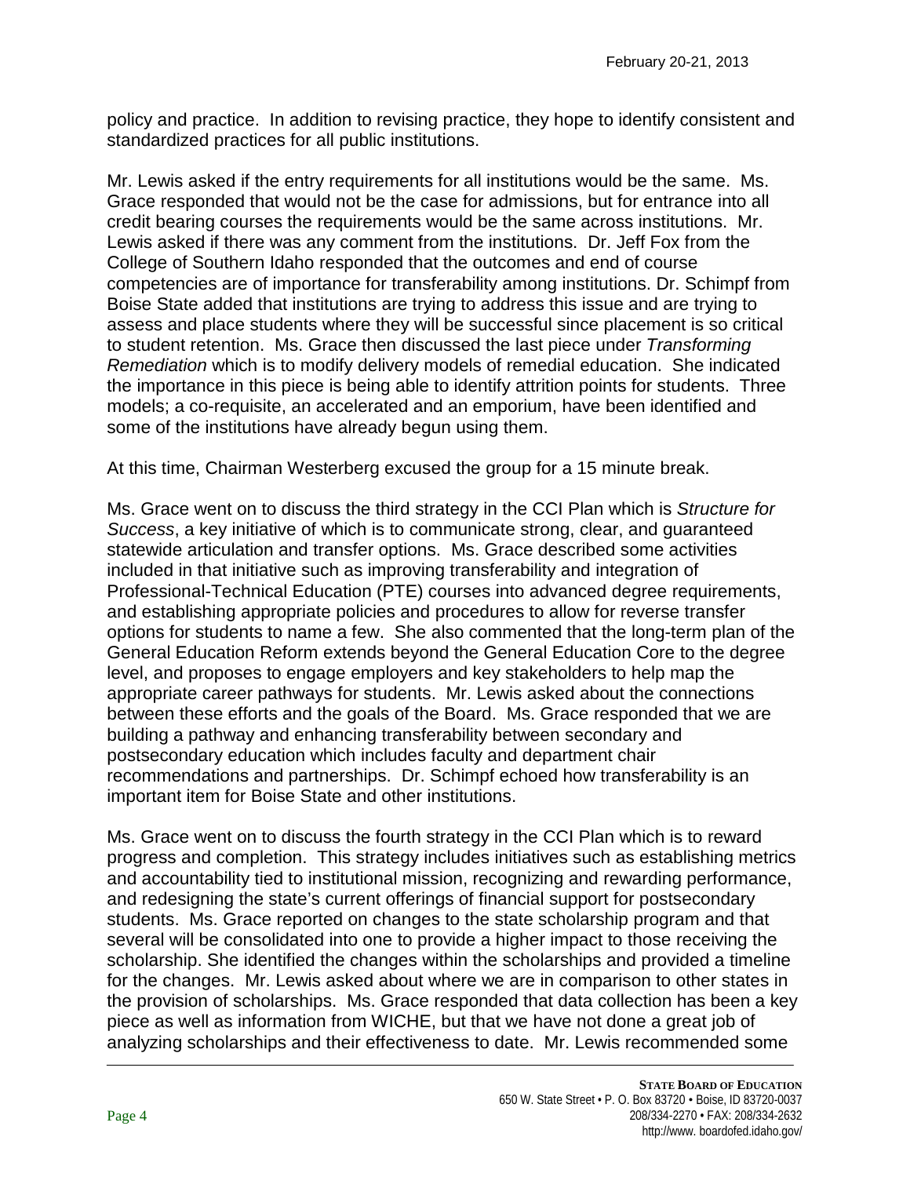policy and practice. In addition to revising practice, they hope to identify consistent and standardized practices for all public institutions.

Mr. Lewis asked if the entry requirements for all institutions would be the same. Ms. Grace responded that would not be the case for admissions, but for entrance into all credit bearing courses the requirements would be the same across institutions. Mr. Lewis asked if there was any comment from the institutions. Dr. Jeff Fox from the College of Southern Idaho responded that the outcomes and end of course competencies are of importance for transferability among institutions. Dr. Schimpf from Boise State added that institutions are trying to address this issue and are trying to assess and place students where they will be successful since placement is so critical to student retention. Ms. Grace then discussed the last piece under *Transforming Remediation* which is to modify delivery models of remedial education. She indicated the importance in this piece is being able to identify attrition points for students. Three models; a co-requisite, an accelerated and an emporium, have been identified and some of the institutions have already begun using them.

At this time, Chairman Westerberg excused the group for a 15 minute break.

Ms. Grace went on to discuss the third strategy in the CCI Plan which is *Structure for Success*, a key initiative of which is to communicate strong, clear, and guaranteed statewide articulation and transfer options. Ms. Grace described some activities included in that initiative such as improving transferability and integration of Professional-Technical Education (PTE) courses into advanced degree requirements, and establishing appropriate policies and procedures to allow for reverse transfer options for students to name a few. She also commented that the long-term plan of the General Education Reform extends beyond the General Education Core to the degree level, and proposes to engage employers and key stakeholders to help map the appropriate career pathways for students. Mr. Lewis asked about the connections between these efforts and the goals of the Board. Ms. Grace responded that we are building a pathway and enhancing transferability between secondary and postsecondary education which includes faculty and department chair recommendations and partnerships. Dr. Schimpf echoed how transferability is an important item for Boise State and other institutions.

Ms. Grace went on to discuss the fourth strategy in the CCI Plan which is to reward progress and completion. This strategy includes initiatives such as establishing metrics and accountability tied to institutional mission, recognizing and rewarding performance, and redesigning the state's current offerings of financial support for postsecondary students. Ms. Grace reported on changes to the state scholarship program and that several will be consolidated into one to provide a higher impact to those receiving the scholarship. She identified the changes within the scholarships and provided a timeline for the changes. Mr. Lewis asked about where we are in comparison to other states in the provision of scholarships. Ms. Grace responded that data collection has been a key piece as well as information from WICHE, but that we have not done a great job of analyzing scholarships and their effectiveness to date. Mr. Lewis recommended some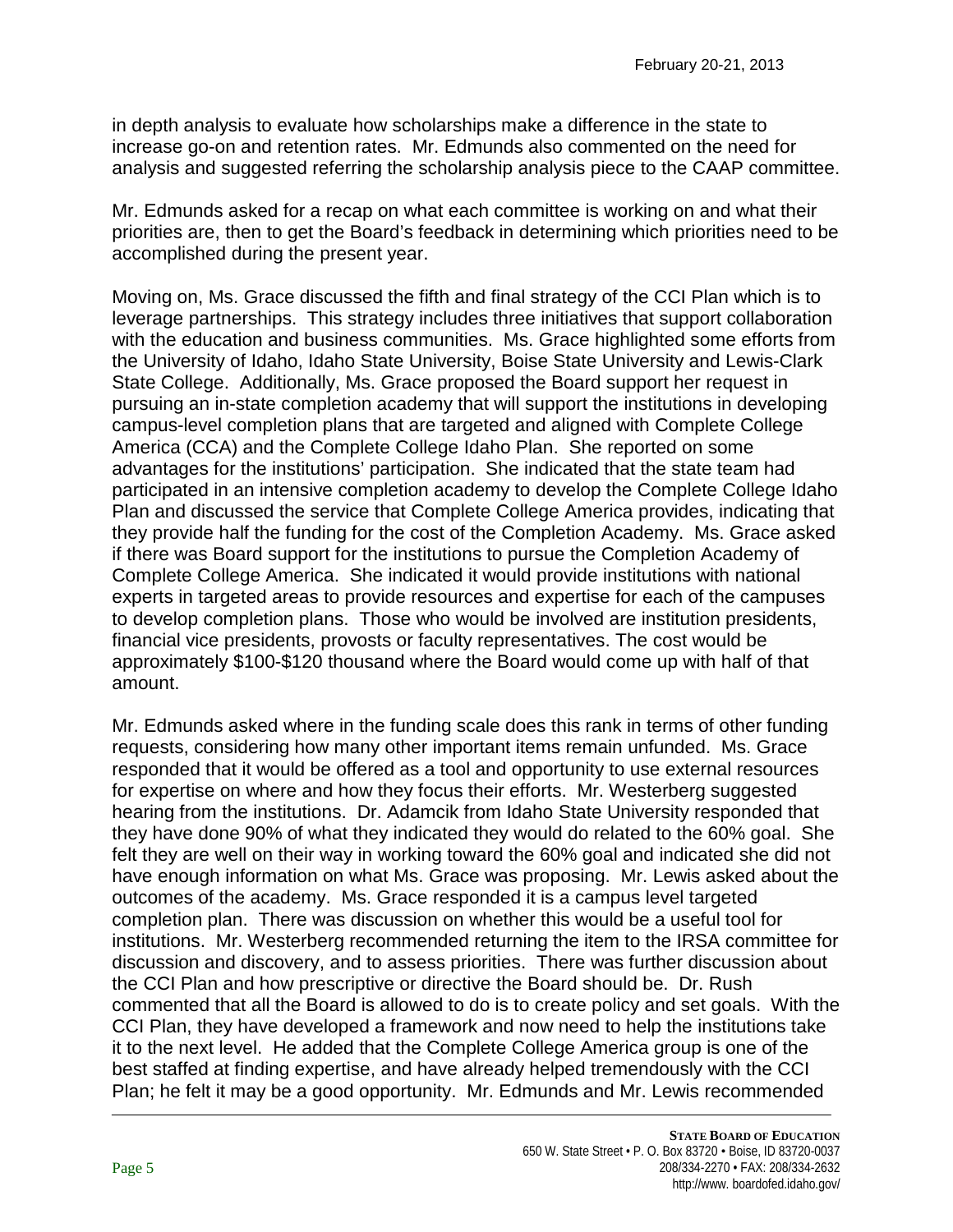in depth analysis to evaluate how scholarships make a difference in the state to increase go-on and retention rates. Mr. Edmunds also commented on the need for analysis and suggested referring the scholarship analysis piece to the CAAP committee.

Mr. Edmunds asked for a recap on what each committee is working on and what their priorities are, then to get the Board's feedback in determining which priorities need to be accomplished during the present year.

Moving on, Ms. Grace discussed the fifth and final strategy of the CCI Plan which is to leverage partnerships. This strategy includes three initiatives that support collaboration with the education and business communities. Ms. Grace highlighted some efforts from the University of Idaho, Idaho State University, Boise State University and Lewis-Clark State College. Additionally, Ms. Grace proposed the Board support her request in pursuing an in-state completion academy that will support the institutions in developing campus-level completion plans that are targeted and aligned with Complete College America (CCA) and the Complete College Idaho Plan. She reported on some advantages for the institutions' participation. She indicated that the state team had participated in an intensive completion academy to develop the Complete College Idaho Plan and discussed the service that Complete College America provides, indicating that they provide half the funding for the cost of the Completion Academy. Ms. Grace asked if there was Board support for the institutions to pursue the Completion Academy of Complete College America. She indicated it would provide institutions with national experts in targeted areas to provide resources and expertise for each of the campuses to develop completion plans. Those who would be involved are institution presidents, financial vice presidents, provosts or faculty representatives. The cost would be approximately \$100-\$120 thousand where the Board would come up with half of that amount.

Mr. Edmunds asked where in the funding scale does this rank in terms of other funding requests, considering how many other important items remain unfunded. Ms. Grace responded that it would be offered as a tool and opportunity to use external resources for expertise on where and how they focus their efforts. Mr. Westerberg suggested hearing from the institutions. Dr. Adamcik from Idaho State University responded that they have done 90% of what they indicated they would do related to the 60% goal. She felt they are well on their way in working toward the 60% goal and indicated she did not have enough information on what Ms. Grace was proposing. Mr. Lewis asked about the outcomes of the academy. Ms. Grace responded it is a campus level targeted completion plan. There was discussion on whether this would be a useful tool for institutions. Mr. Westerberg recommended returning the item to the IRSA committee for discussion and discovery, and to assess priorities. There was further discussion about the CCI Plan and how prescriptive or directive the Board should be. Dr. Rush commented that all the Board is allowed to do is to create policy and set goals. With the CCI Plan, they have developed a framework and now need to help the institutions take it to the next level. He added that the Complete College America group is one of the best staffed at finding expertise, and have already helped tremendously with the CCI Plan; he felt it may be a good opportunity. Mr. Edmunds and Mr. Lewis recommended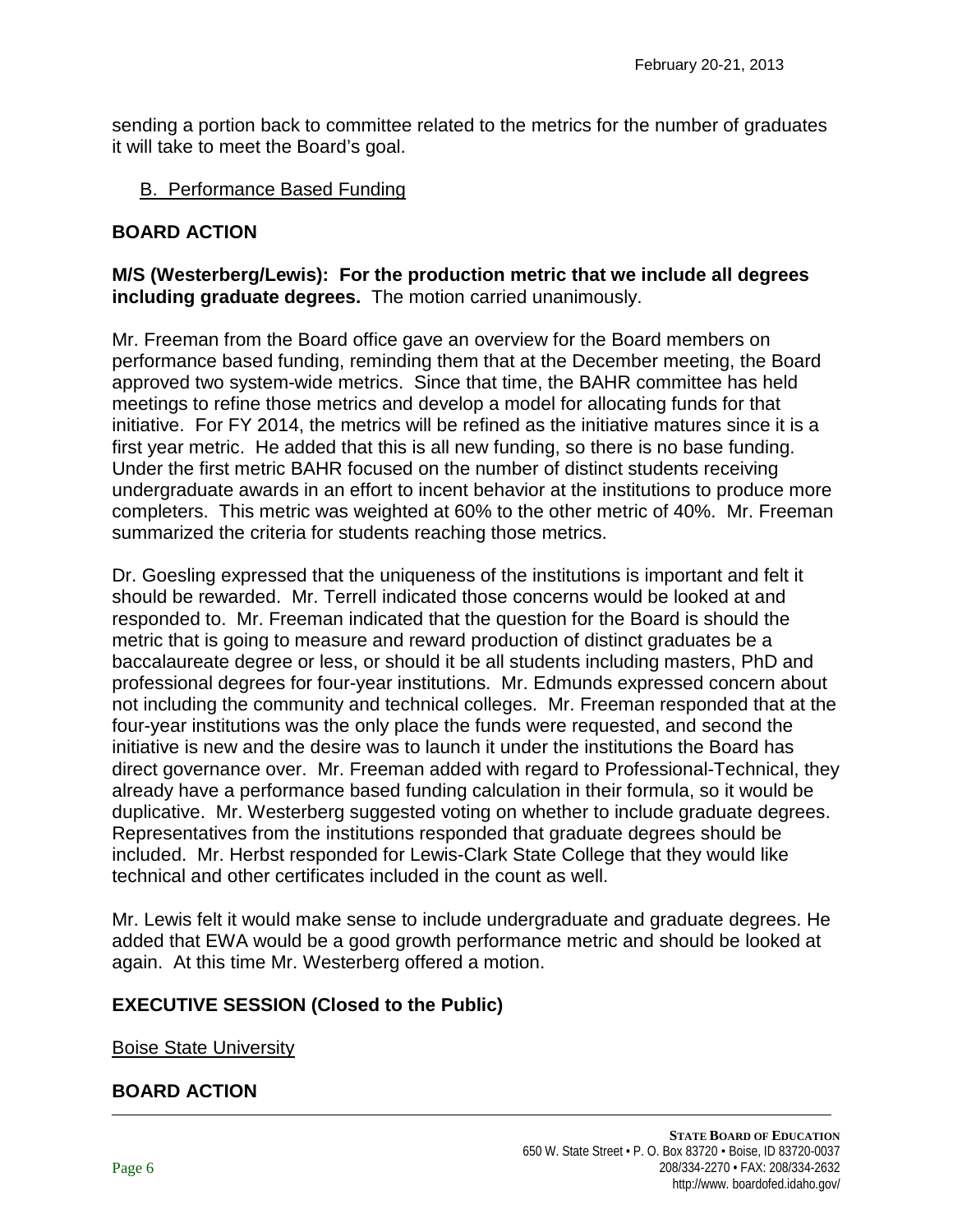sending a portion back to committee related to the metrics for the number of graduates it will take to meet the Board's goal.

B. Performance Based Funding

**BOARD ACTION**

**M/S (Westerberg/Lewis): For the production metric that we include all degrees including graduate degrees.** The motion carried unanimously.

Mr. Freeman from the Board office gave an overview for the Board members on performance based funding, reminding them that at the December meeting, the Board approved two system-wide metrics. Since that time, the BAHR committee has held meetings to refine those metrics and develop a model for allocating funds for that initiative. For FY 2014, the metrics will be refined as the initiative matures since it is a first year metric. He added that this is all new funding, so there is no base funding. Under the first metric BAHR focused on the number of distinct students receiving undergraduate awards in an effort to incent behavior at the institutions to produce more completers. This metric was weighted at 60% to the other metric of 40%. Mr. Freeman summarized the criteria for students reaching those metrics.

Dr. Goesling expressed that the uniqueness of the institutions is important and felt it should be rewarded. Mr. Terrell indicated those concerns would be looked at and responded to. Mr. Freeman indicated that the question for the Board is should the metric that is going to measure and reward production of distinct graduates be a baccalaureate degree or less, or should it be all students including masters, PhD and professional degrees for four-year institutions. Mr. Edmunds expressed concern about not including the community and technical colleges. Mr. Freeman responded that at the four-year institutions was the only place the funds were requested, and second the initiative is new and the desire was to launch it under the institutions the Board has direct governance over. Mr. Freeman added with regard to Professional-Technical, they already have a performance based funding calculation in their formula, so it would be duplicative. Mr. Westerberg suggested voting on whether to include graduate degrees. Representatives from the institutions responded that graduate degrees should be included. Mr. Herbst responded for Lewis-Clark State College that they would like technical and other certificates included in the count as well.

Mr. Lewis felt it would make sense to include undergraduate and graduate degrees. He added that EWA would be a good growth performance metric and should be looked at again. At this time Mr. Westerberg offered a motion.

**EXECUTIVE SESSION (Closed to the Public)**

Boise State University

**BOARD ACTION**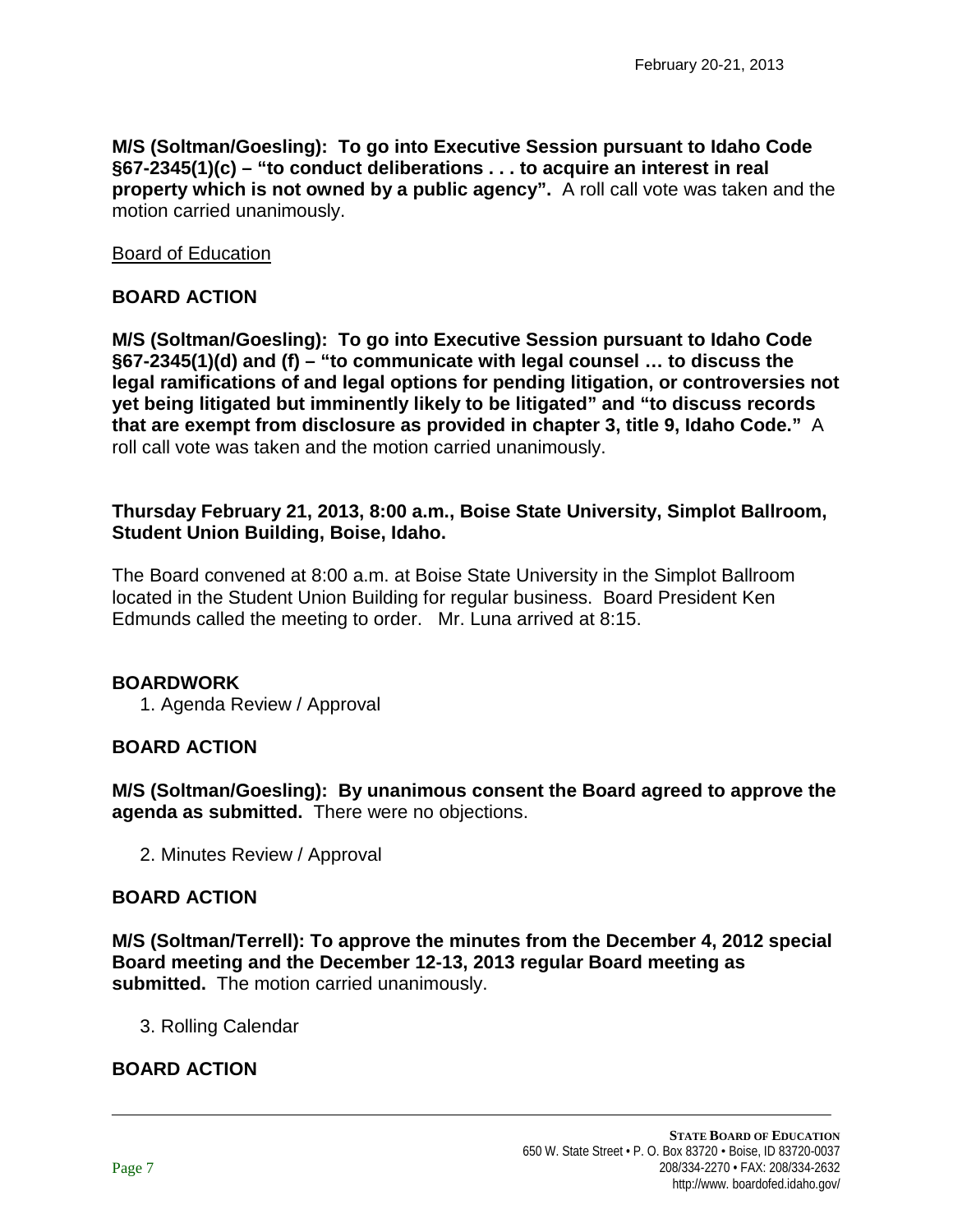**M/S (Soltman/Goesling): To go into Executive Session pursuant to Idaho Code §67-2345(1)(c) – "to conduct deliberations . . . to acquire an interest in real property which is not owned by a public agency".** A roll call vote was taken and the motion carried unanimously.

<u>Board of Education</u>

**BOARD ACTION**

**M/S (Soltman/Goesling): To go into Executive Session pursuant to Idaho Code §67-2345(1)(d) and (f) – "to communicate with legal counsel … to discuss the legal ramifications of and legal options for pending litigation, or controversies not yet being litigated but imminently likely to be litigated" and "to discuss records that are exempt from disclosure as provided in chapter 3, title 9, Idaho Code."** A roll call vote was taken and the motion carried unanimously.

**Thursday February 21, 2013, 8:00 a.m., Boise State University, Simplot Ballroom, Student Union Building, Boise, Idaho.**

The Board convened at 8:00 a.m. at Boise State University in the Simplot Ballroom located in the Student Union Building for regular business. Board President Ken Edmunds called the meeting to order. Mr. Luna arrived at 8:15.

**BOARDWORK**

1. Agenda Review / Approval

**BOARD ACTION**

**M/S (Soltman/Goesling): By unanimous consent the Board agreed to approve the agenda as submitted.** There were no objections.

2. Minutes Review / Approval

**BOARD ACTION**

**M/S (Soltman/Terrell): To approve the minutes from the December 4, 2012 special Board meeting and the December 12-13, 2013 regular Board meeting as submitted.** The motion carried unanimously.

3. Rolling Calendar

**BOARD ACTION**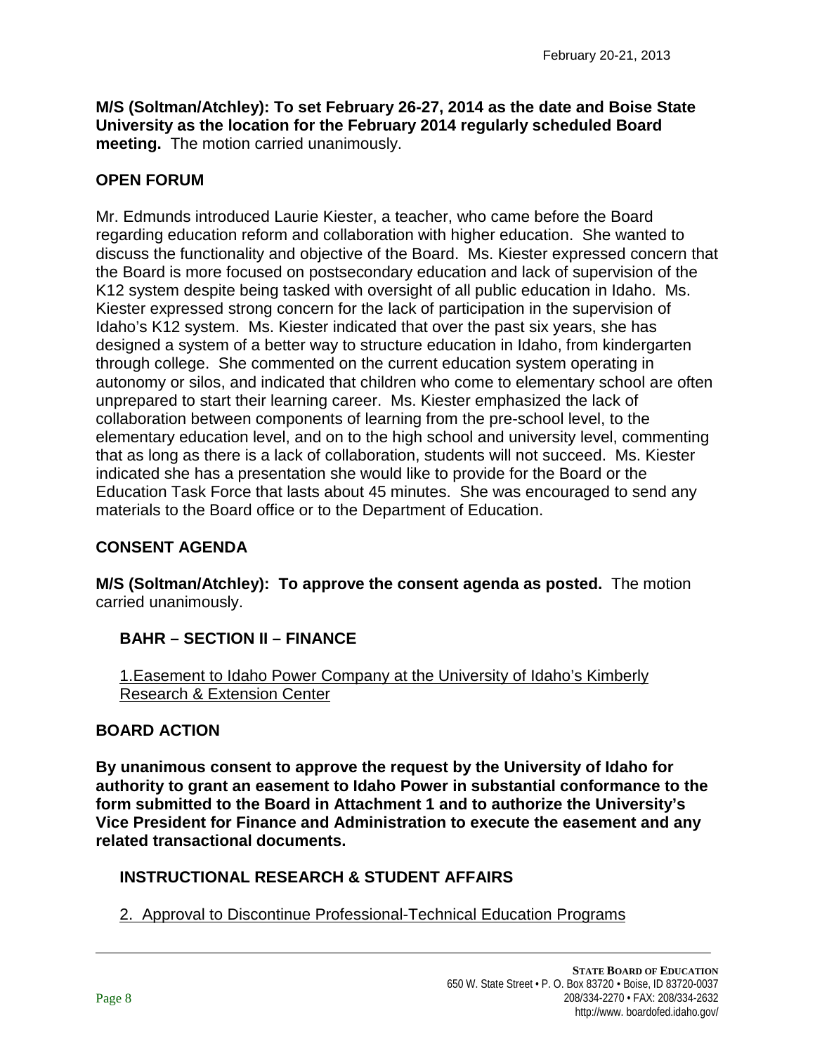**M/S (Soltman/Atchley): To set February 26-27, 2014 as the date and Boise State University as the location for the February 2014 regularly scheduled Board meeting.** The motion carried unanimously.

## OPEN FORUM

Mr. Edmunds introduced Laurie Kiester, a teacher, who came before the Board regarding education reform and collaboration with higher education. She wanted to discuss the functionality and objective of the Board. Ms. Kiester expressed concern that the Board is more focused on postsecondary education and lack of supervision of the K12 system despite being tasked with oversight of all public education in Idaho. Ms. Kiester expressed strong concern for the lack of participation in the supervision of Idaho's K12 system. Ms. Kiester indicated that over the past six years, she has designed a system of a better way to structure education in Idaho, from kindergarten through college. She commented on the current education system operating in autonomy or silos, and indicated that children who come to elementary school are often unprepared to start their learning career. Ms. Kiester emphasized the lack of collaboration between components of learning from the pre-school level, to the elementary education level, and on to the high school and university level, commenting that as long as there is a lack of collaboration, students will not succeed. Ms. Kiester indicated she has a presentation she would like to provide for the Board or the Education Task Force that lasts about 45 minutes. She was encouraged to send any materials to the Board office or to the Department of Education.

## CONSENT AGENDA

**M/S (Soltman/Atchley): To approve the consent agenda as posted.** The motion carried unanimously.

### BAHR – SECTION II – FINANCE

1.Easement to Idaho Power Company at the University of Idaho's Kimberly Research & Extension Center

## BOARD ACTION

**By unanimous consent to approve the request by the University of Idaho for authority to grant an easement to Idaho Power in substantial conformance to the form submitted to the Board in Attachment 1 and to authorize the University's Vice President for Finance and Administration to execute the easement and any related transactional documents.**

### INSTRUCTIONAL RESEARCH & STUDENT AFFAIRS

2. Approval to Discontinue Professional-Technical Education Programs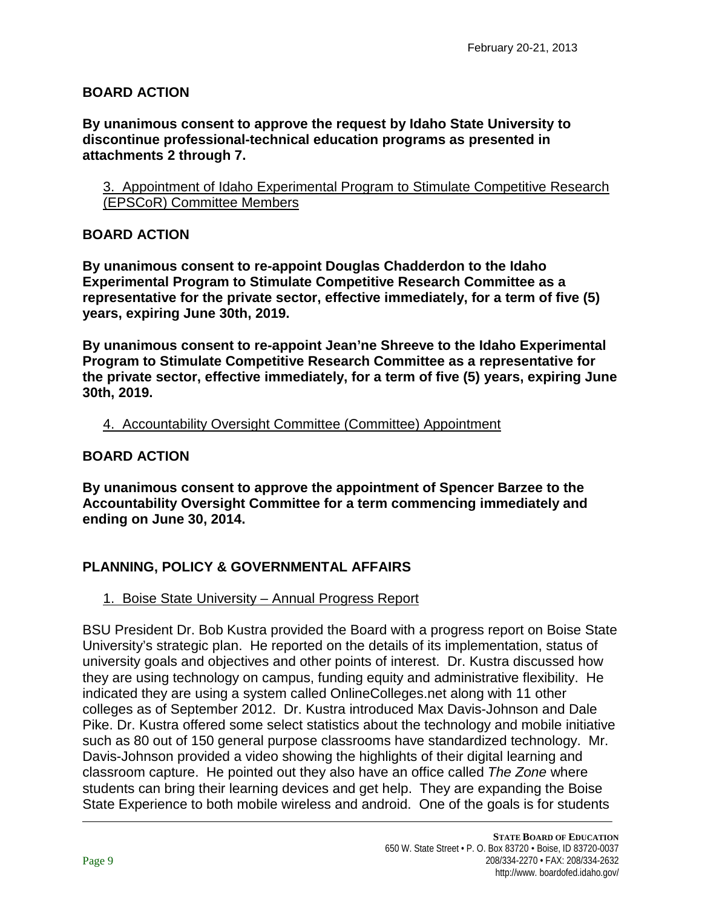**BOARD ACTION**

**By unanimous consent to approve the request by Idaho State University to discontinue professional-technical education programs as presented in attachments 2 through 7.**

3. Appointment of Idaho Experimental Program to Stimulate Competitive Research (EPSCoR) Committee Members

**BOARD ACTION**

**By unanimous consent to re-appoint Douglas Chadderdon to the Idaho Experimental Program to Stimulate Competitive Research Committee as a representative for the private sector, effective immediately, for a term of five (5) years, expiring June 30th, 2019.**

**By unanimous consent to re-appoint Jean'ne Shreeve to the Idaho Experimental Program to Stimulate Competitive Research Committee as a representative for the private sector, effective immediately, for a term of five (5) years, expiring June 30th, 2019.**

4. Accountability Oversight Committee (Committee) Appointment

**BOARD ACTION**

**By unanimous consent to approve the appointment of Spencer Barzee to the Accountability Oversight Committee for a term commencing immediately and ending on June 30, 2014.**

## PLANNING, POLICY & GOVERNMENTAL AFFAIRS

1. Boise State University – Annual Progress Report

BSU President Dr. Bob Kustra provided the Board with a progress report on Boise State University's strategic plan. He reported on the details of its implementation, status of university goals and objectives and other points of interest. Dr. Kustra discussed how they are using technology on campus, funding equity and administrative flexibility. He indicated they are using a system called OnlineColleges.net along with 11 other colleges as of September 2012. Dr. Kustra introduced Max Davis-Johnson and Dale Pike. Dr. Kustra offered some select statistics about the technology and mobile initiative such as 80 out of 150 general purpose classrooms have standardized technology. Mr. Davis-Johnson provided a video showing the highlights of their digital learning and classroom capture. He pointed out they also have an office called *The Zone* where students can bring their learning devices and get help. They are expanding the Boise State Experience to both mobile wireless and android. One of the goals is for students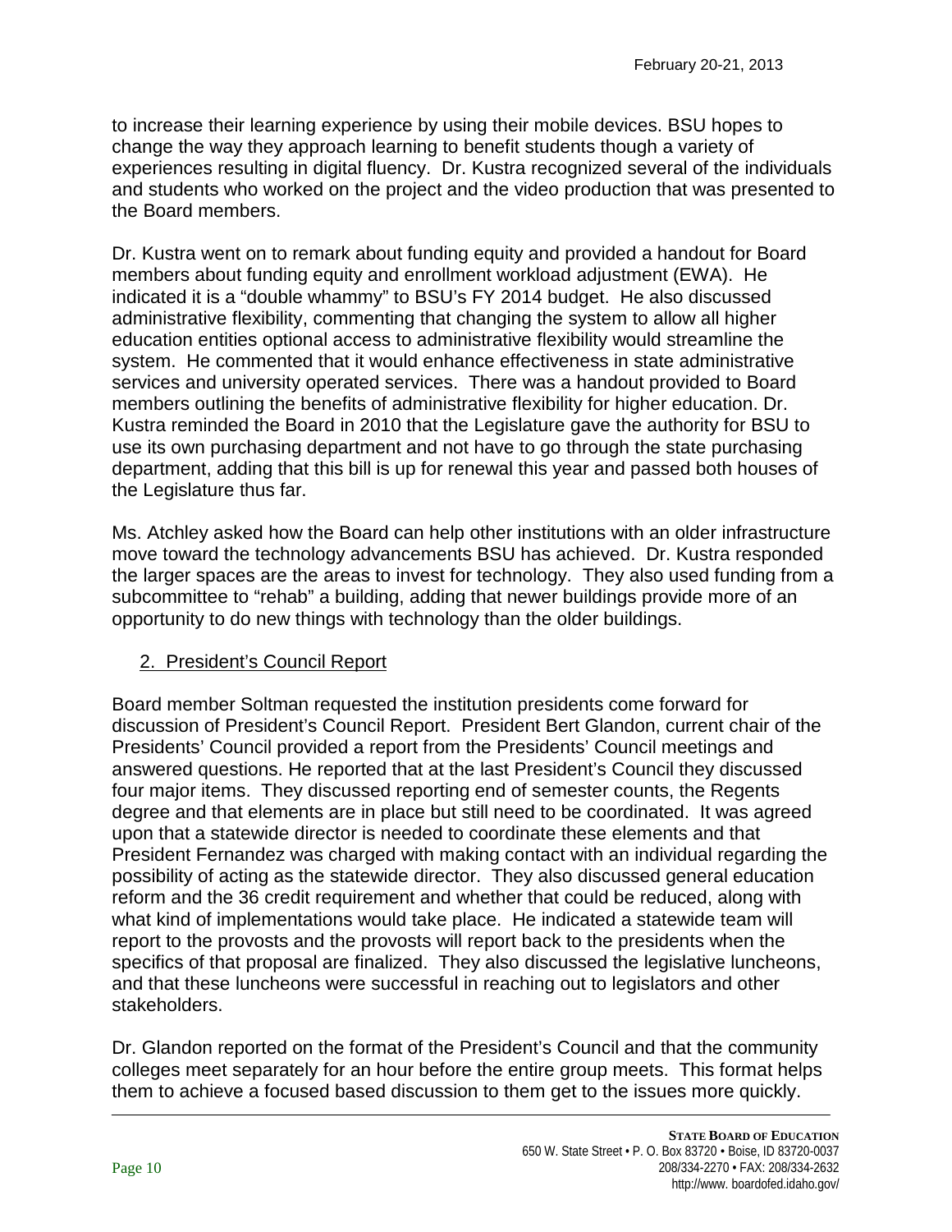to increase their learning experience by using their mobile devices. BSU hopes to change the way they approach learning to benefit students though a variety of experiences resulting in digital fluency. Dr. Kustra recognized several of the individuals and students who worked on the project and the video production that was presented to the Board members.

Dr. Kustra went on to remark about funding equity and provided a handout for Board members about funding equity and enrollment workload adjustment (EWA). He indicated it is a "double whammy" to BSU's FY 2014 budget. He also discussed administrative flexibility, commenting that changing the system to allow all higher education entities optional access to administrative flexibility would streamline the system. He commented that it would enhance effectiveness in state administrative services and university operated services. There was a handout provided to Board members outlining the benefits of administrative flexibility for higher education. Dr. Kustra reminded the Board in 2010 that the Legislature gave the authority for BSU to use its own purchasing department and not have to go through the state purchasing department, adding that this bill is up for renewal this year and passed both houses of the Legislature thus far.

Ms. Atchley asked how the Board can help other institutions with an older infrastructure move toward the technology advancements BSU has achieved. Dr. Kustra responded the larger spaces are the areas to invest for technology. They also used funding from a subcommittee to "rehab" a building, adding that newer buildings provide more of an opportunity to do new things with technology than the older buildings.

2. President's Council Report

Board member Soltman requested the institution presidents come forward for discussion of President's Council Report. President Bert Glandon, current chair of the Presidents' Council provided a report from the Presidents' Council meetings and answered questions. He reported that at the last President's Council they discussed four major items. They discussed reporting end of semester counts, the Regents degree and that elements are in place but still need to be coordinated. It was agreed upon that a statewide director is needed to coordinate these elements and that President Fernandez was charged with making contact with an individual regarding the possibility of acting as the statewide director. They also discussed general education reform and the 36 credit requirement and whether that could be reduced, along with what kind of implementations would take place. He indicated a statewide team will report to the provosts and the provosts will report back to the presidents when the specifics of that proposal are finalized. They also discussed the legislative luncheons, and that these luncheons were successful in reaching out to legislators and other stakeholders.

Dr. Glandon reported on the format of the President's Council and that the community colleges meet separately for an hour before the entire group meets. This format helps them to achieve a focused based discussion to them get to the issues more quickly.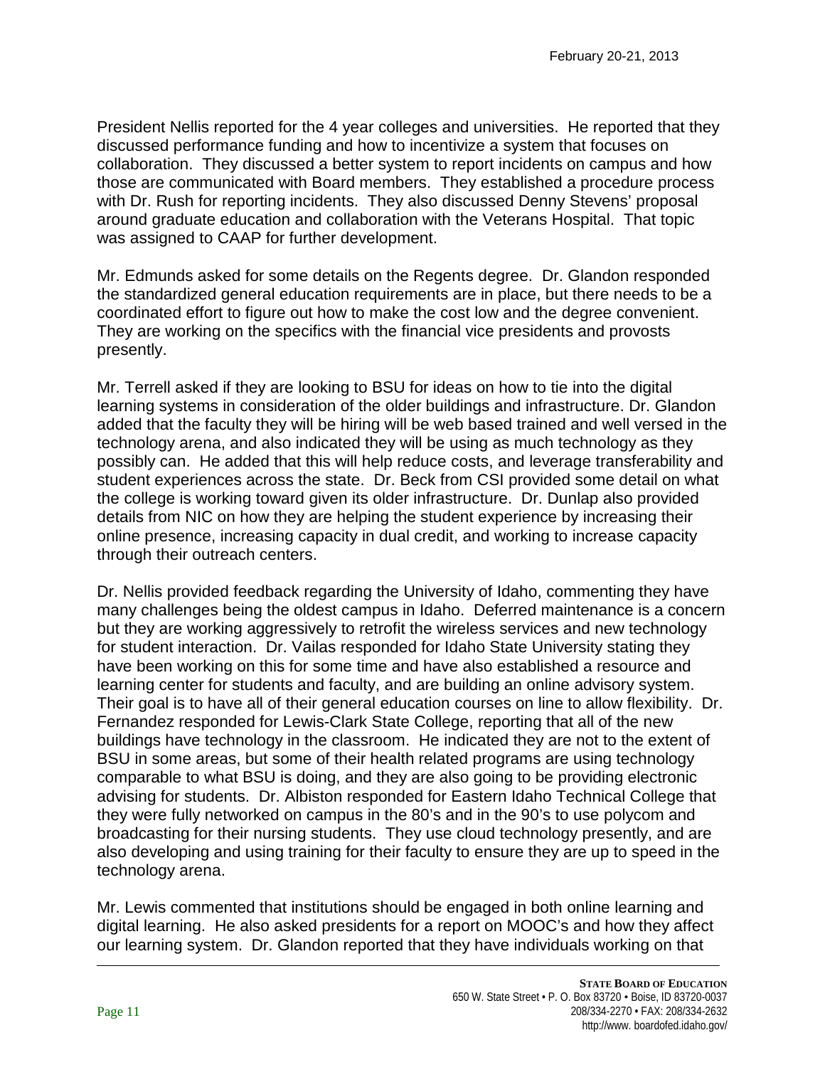President Nellis reported for the 4 year colleges and universities. He reported that they discussed performance funding and how to incentivize a system that focuses on collaboration. They discussed a better system to report incidents on campus and how those are communicated with Board members. They established a procedure process with Dr. Rush for reporting incidents. They also discussed Denny Stevens' proposal around graduate education and collaboration with the Veterans Hospital. That topic was assigned to CAAP for further development.

Mr. Edmunds asked for some details on the Regents degree. Dr. Glandon responded the standardized general education requirements are in place, but there needs to be a coordinated effort to figure out how to make the cost low and the degree convenient. They are working on the specifics with the financial vice presidents and provosts presently.

Mr. Terrell asked if they are looking to BSU for ideas on how to tie into the digital learning systems in consideration of the older buildings and infrastructure. Dr. Glandon added that the faculty they will be hiring will be web based trained and well versed in the technology arena, and also indicated they will be using as much technology as they possibly can. He added that this will help reduce costs, and leverage transferability and student experiences across the state. Dr. Beck from CSI provided some detail on what the college is working toward given its older infrastructure. Dr. Dunlap also provided details from NIC on how they are helping the student experience by increasing their online presence, increasing capacity in dual credit, and working to increase capacity through their outreach centers.

Dr. Nellis provided feedback regarding the University of Idaho, commenting they have many challenges being the oldest campus in Idaho. Deferred maintenance is a concern but they are working aggressively to retrofit the wireless services and new technology for student interaction. Dr. Vailas responded for Idaho State University stating they have been working on this for some time and have also established a resource and learning center for students and faculty, and are building an online advisory system. Their goal is to have all of their general education courses on line to allow flexibility. Dr. Fernandez responded for Lewis-Clark State College, reporting that all of the new buildings have technology in the classroom. He indicated they are not to the extent of BSU in some areas, but some of their health related programs are using technology comparable to what BSU is doing, and they are also going to be providing electronic advising for students. Dr. Albiston responded for Eastern Idaho Technical College that they were fully networked on campus in the 80's and in the 90's to use polycom and broadcasting for their nursing students. They use cloud technology presently, and are also developing and using training for their faculty to ensure they are up to speed in the technology arena.

Mr. Lewis commented that institutions should be engaged in both online learning and digital learning. He also asked presidents for a report on MOOC's and how they affect our learning system. Dr. Glandon reported that they have individuals working on that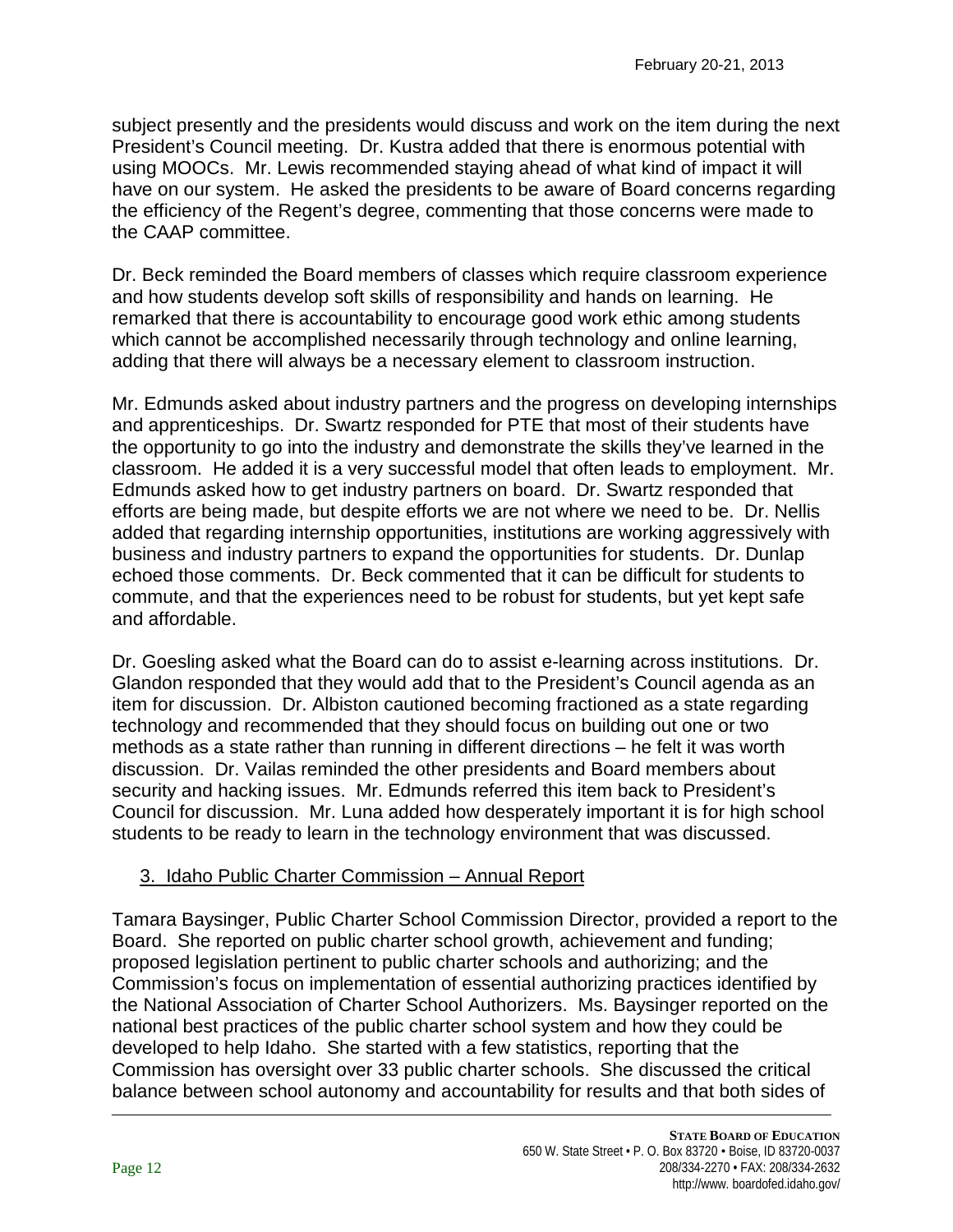subject presently and the presidents would discuss and work on the item during the next President's Council meeting. Dr. Kustra added that there is enormous potential with using MOOCs. Mr. Lewis recommended staying ahead of what kind of impact it will have on our system. He asked the presidents to be aware of Board concerns regarding the efficiency of the Regent's degree, commenting that those concerns were made to the CAAP committee.

Dr. Beck reminded the Board members of classes which require classroom experience and how students develop soft skills of responsibility and hands on learning. He remarked that there is accountability to encourage good work ethic among students which cannot be accomplished necessarily through technology and online learning, adding that there will always be a necessary element to classroom instruction.

Mr. Edmunds asked about industry partners and the progress on developing internships and apprenticeships. Dr. Swartz responded for PTE that most of their students have the opportunity to go into the industry and demonstrate the skills they've learned in the classroom. He added it is a very successful model that often leads to employment. Mr. Edmunds asked how to get industry partners on board. Dr. Swartz responded that efforts are being made, but despite efforts we are not where we need to be. Dr. Nellis added that regarding internship opportunities, institutions are working aggressively with business and industry partners to expand the opportunities for students. Dr. Dunlap echoed those comments. Dr. Beck commented that it can be difficult for students to commute, and that the experiences need to be robust for students, but yet kept safe and affordable.

Dr. Goesling asked what the Board can do to assist e-learning across institutions. Dr. Glandon responded that they would add that to the President's Council agenda as an item for discussion. Dr. Albiston cautioned becoming fractioned as a state regarding technology and recommended that they should focus on building out one or two methods as a state rather than running in different directions – he felt it was worth discussion. Dr. Vailas reminded the other presidents and Board members about security and hacking issues. Mr. Edmunds referred this item back to President's Council for discussion. Mr. Luna added how desperately important it is for high school students to be ready to learn in the technology environment that was discussed.

3. Idaho Public Charter Commission – Annual Report

Tamara Baysinger, Public Charter School Commission Director, provided a report to the Board. She reported on public charter school growth, achievement and funding; proposed legislation pertinent to public charter schools and authorizing; and the Commission's focus on implementation of essential authorizing practices identified by the National Association of Charter School Authorizers. Ms. Baysinger reported on the national best practices of the public charter school system and how they could be developed to help Idaho. She started with a few statistics, reporting that the Commission has oversight over 33 public charter schools. She discussed the critical balance between school autonomy and accountability for results and that both sides of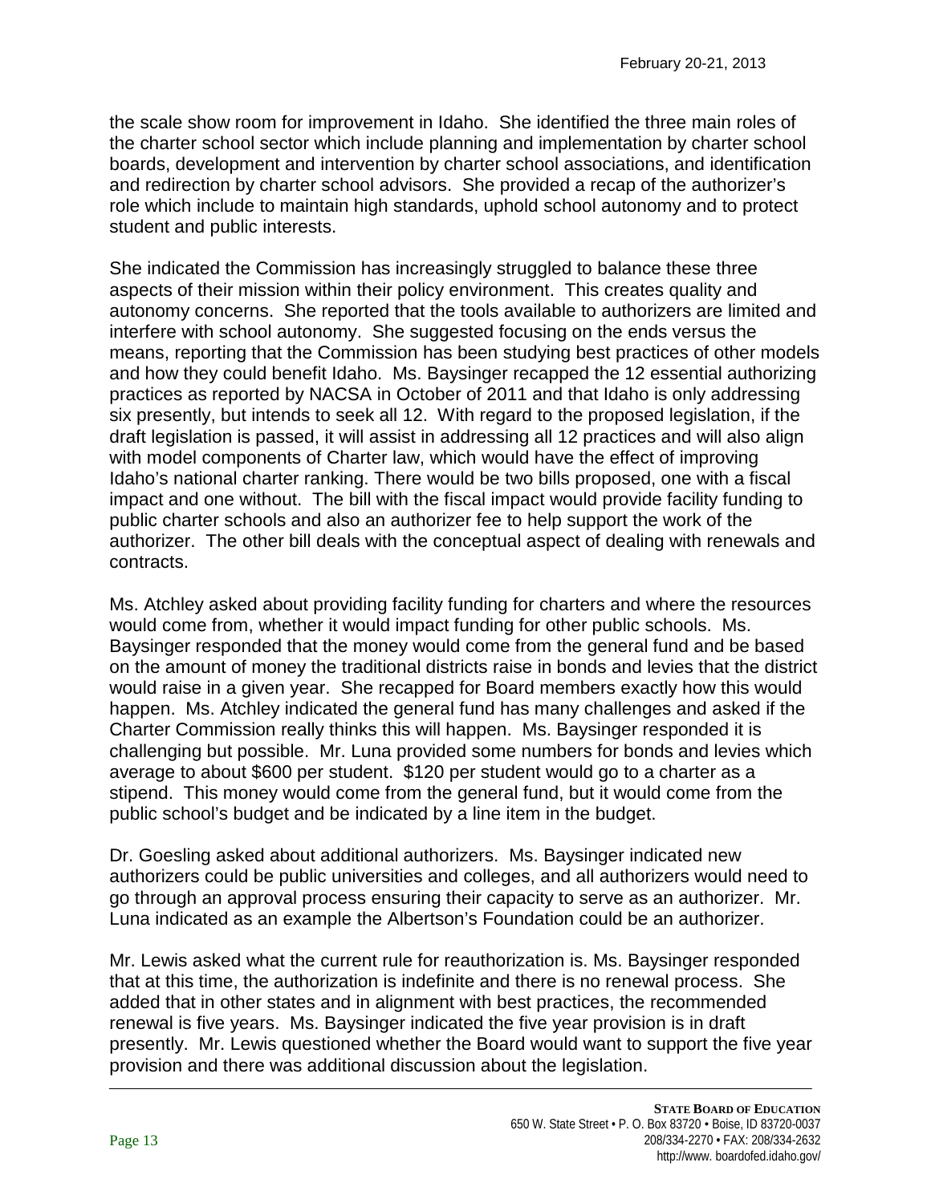the scale show room for improvement in Idaho. She identified the three main roles of the charter school sector which include planning and implementation by charter school boards, development and intervention by charter school associations, and identification and redirection by charter school advisors. She provided a recap of the authorizer's role which include to maintain high standards, uphold school autonomy and to protect student and public interests.

She indicated the Commission has increasingly struggled to balance these three aspects of their mission within their policy environment. This creates quality and autonomy concerns. She reported that the tools available to authorizers are limited and interfere with school autonomy. She suggested focusing on the ends versus the means, reporting that the Commission has been studying best practices of other models and how they could benefit Idaho. Ms. Baysinger recapped the 12 essential authorizing practices as reported by NACSA in October of 2011 and that Idaho is only addressing six presently, but intends to seek all 12. With regard to the proposed legislation, if the draft legislation is passed, it will assist in addressing all 12 practices and will also align with model components of Charter law, which would have the effect of improving Idaho's national charter ranking. There would be two bills proposed, one with a fiscal impact and one without. The bill with the fiscal impact would provide facility funding to public charter schools and also an authorizer fee to help support the work of the authorizer. The other bill deals with the conceptual aspect of dealing with renewals and contracts.

Ms. Atchley asked about providing facility funding for charters and where the resources would come from, whether it would impact funding for other public schools. Ms. Baysinger responded that the money would come from the general fund and be based on the amount of money the traditional districts raise in bonds and levies that the district would raise in a given year. She recapped for Board members exactly how this would happen. Ms. Atchley indicated the general fund has many challenges and asked if the Charter Commission really thinks this will happen. Ms. Baysinger responded it is challenging but possible. Mr. Luna provided some numbers for bonds and levies which average to about $600 per student. $120 per student would go to a charter as a stipend. This money would come from the general fund, but it would come from the public school's budget and be indicated by a line item in the budget.

Dr. Goesling asked about additional authorizers. Ms. Baysinger indicated new authorizers could be public universities and colleges, and all authorizers would need to go through an approval process ensuring their capacity to serve as an authorizer. Mr. Luna indicated as an example the Albertson's Foundation could be an authorizer.

Mr. Lewis asked what the current rule for reauthorization is. Ms. Baysinger responded that at this time, the authorization is indefinite and there is no renewal process. She added that in other states and in alignment with best practices, the recommended renewal is five years. Ms. Baysinger indicated the five year provision is in draft presently. Mr. Lewis questioned whether the Board would want to support the five year provision and there was additional discussion about the legislation.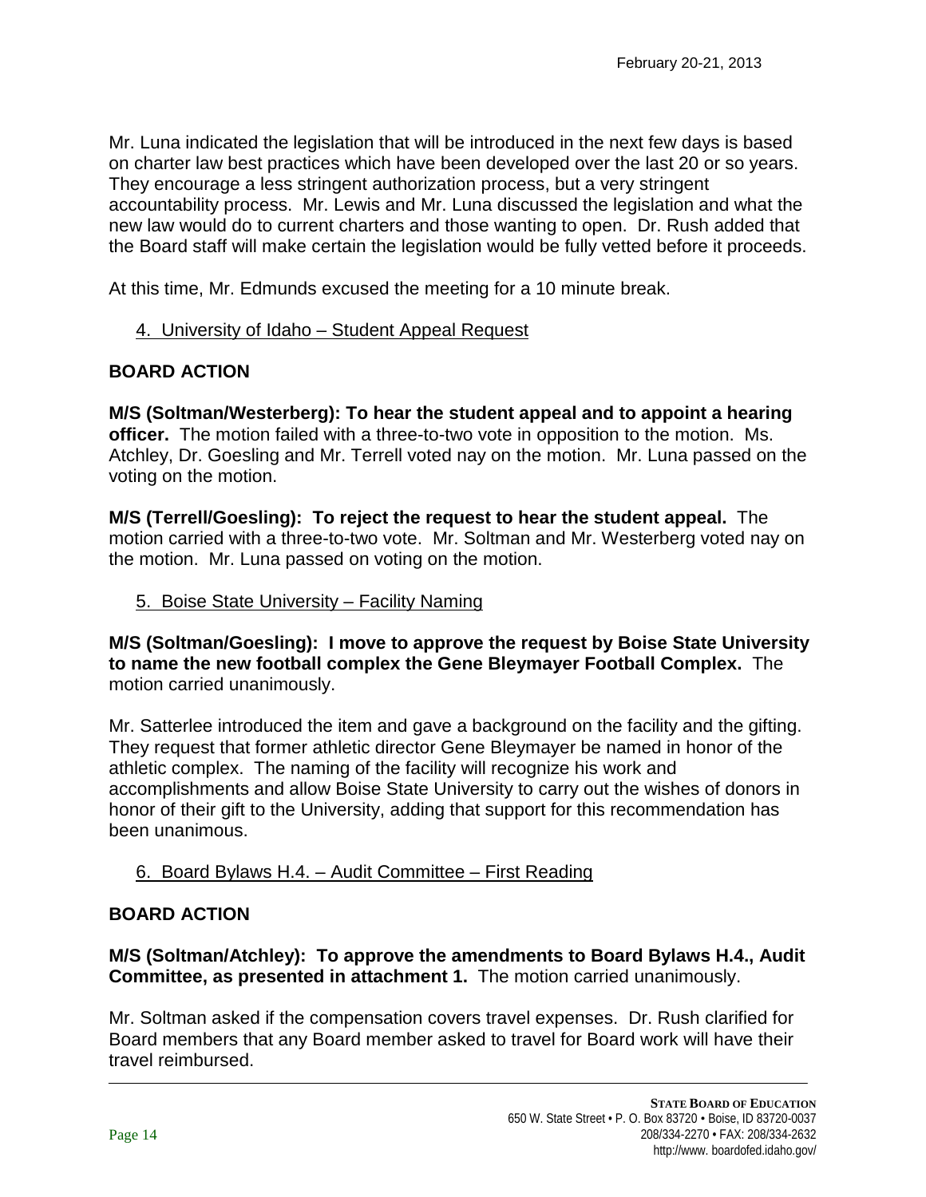Mr. Luna indicated the legislation that will be introduced in the next few days is based on charter law best practices which have been developed over the last 20 or so years. They encourage a less stringent authorization process, but a very stringent accountability process. Mr. Lewis and Mr. Luna discussed the legislation and what the new law would do to current charters and those wanting to open. Dr. Rush added that the Board staff will make certain the legislation would be fully vetted before it proceeds.

At this time, Mr. Edmunds excused the meeting for a 10 minute break.

4. University of Idaho – Student Appeal Request

**BOARD ACTION**

**M/S (Soltman/Westerberg): To hear the student appeal and to appoint a hearing officer.** The motion failed with a three-to-two vote in opposition to the motion. Ms. Atchley, Dr. Goesling and Mr. Terrell voted nay on the motion. Mr. Luna passed on the voting on the motion.

**M/S (Terrell/Goesling): To reject the request to hear the student appeal.** The motion carried with a three-to-two vote. Mr. Soltman and Mr. Westerberg voted nay on the motion. Mr. Luna passed on voting on the motion.

5. Boise State University – Facility Naming

**M/S (Soltman/Goesling): I move to approve the request by Boise State University to name the new football complex the Gene Bleymayer Football Complex.** The motion carried unanimously.

Mr. Satterlee introduced the item and gave a background on the facility and the gifting. They request that former athletic director Gene Bleymayer be named in honor of the athletic complex. The naming of the facility will recognize his work and accomplishments and allow Boise State University to carry out the wishes of donors in honor of their gift to the University, adding that support for this recommendation has been unanimous.

6. Board Bylaws H.4. – Audit Committee – First Reading

**BOARD ACTION**

**M/S (Soltman/Atchley): To approve the amendments to Board Bylaws H.4., Audit Committee, as presented in attachment 1.** The motion carried unanimously.

Mr. Soltman asked if the compensation covers travel expenses. Dr. Rush clarified for Board members that any Board member asked to travel for Board work will have their travel reimbursed.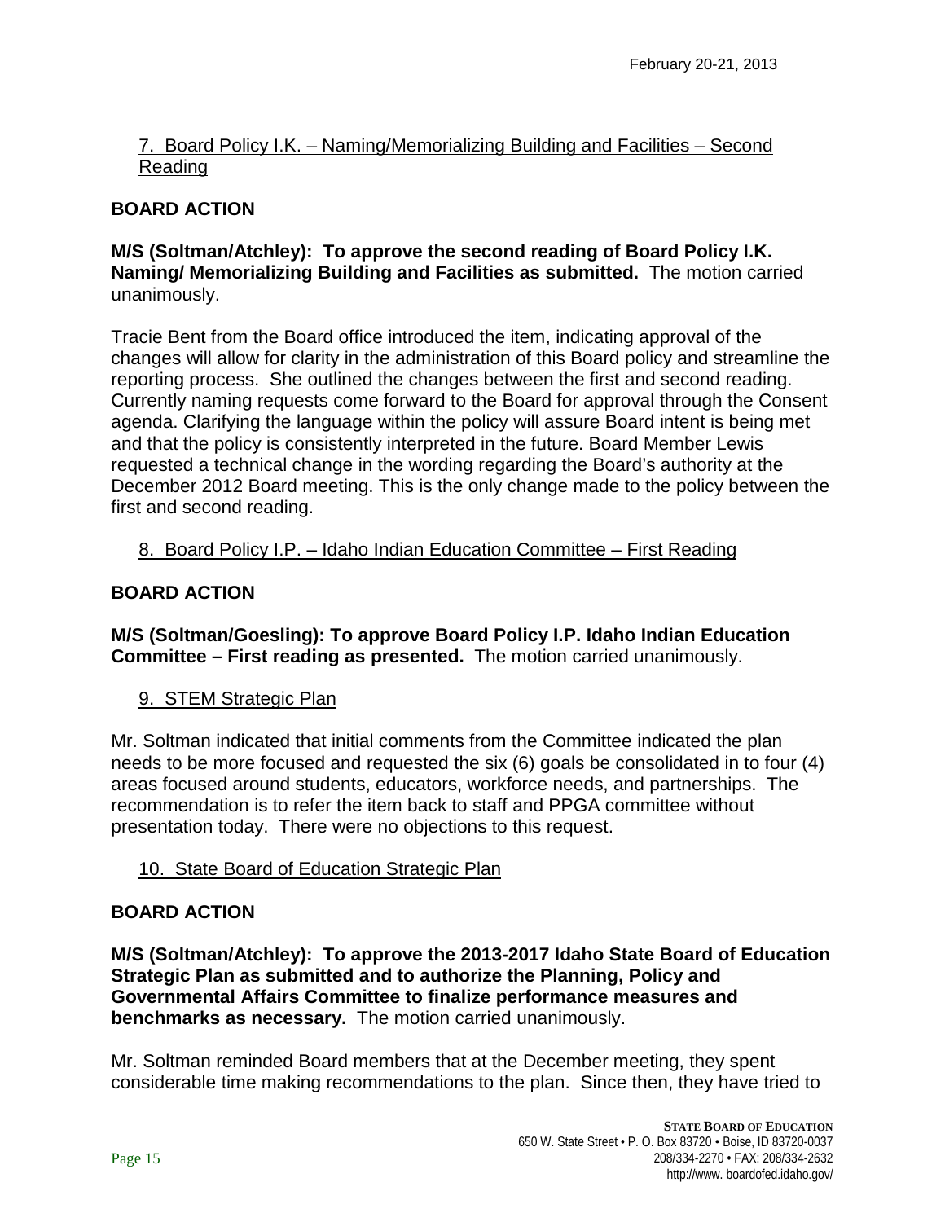7. Board Policy I.K. – Naming/Memorializing Building and Facilities – Second Reading

**BOARD ACTION**

**M/S (Soltman/Atchley): To approve the second reading of Board Policy I.K. Naming/ Memorializing Building and Facilities as submitted.** The motion carried unanimously.

Tracie Bent from the Board office introduced the item, indicating approval of the changes will allow for clarity in the administration of this Board policy and streamline the reporting process. She outlined the changes between the first and second reading. Currently naming requests come forward to the Board for approval through the Consent agenda. Clarifying the language within the policy will assure Board intent is being met and that the policy is consistently interpreted in the future. Board Member Lewis requested a technical change in the wording regarding the Board's authority at the December 2012 Board meeting. This is the only change made to the policy between the first and second reading.

8. Board Policy I.P. – Idaho Indian Education Committee – First Reading

**BOARD ACTION**

**M/S (Soltman/Goesling): To approve Board Policy I.P. Idaho Indian Education Committee – First reading as presented.** The motion carried unanimously.

9. STEM Strategic Plan

Mr. Soltman indicated that initial comments from the Committee indicated the plan needs to be more focused and requested the six (6) goals be consolidated in to four (4) areas focused around students, educators, workforce needs, and partnerships. The recommendation is to refer the item back to staff and PPGA committee without presentation today. There were no objections to this request.

10. State Board of Education Strategic Plan

**BOARD ACTION**

**M/S (Soltman/Atchley): To approve the 2013-2017 Idaho State Board of Education Strategic Plan as submitted and to authorize the Planning, Policy and Governmental Affairs Committee to finalize performance measures and benchmarks as necessary.** The motion carried unanimously.

Mr. Soltman reminded Board members that at the December meeting, they spent considerable time making recommendations to the plan. Since then, they have tried to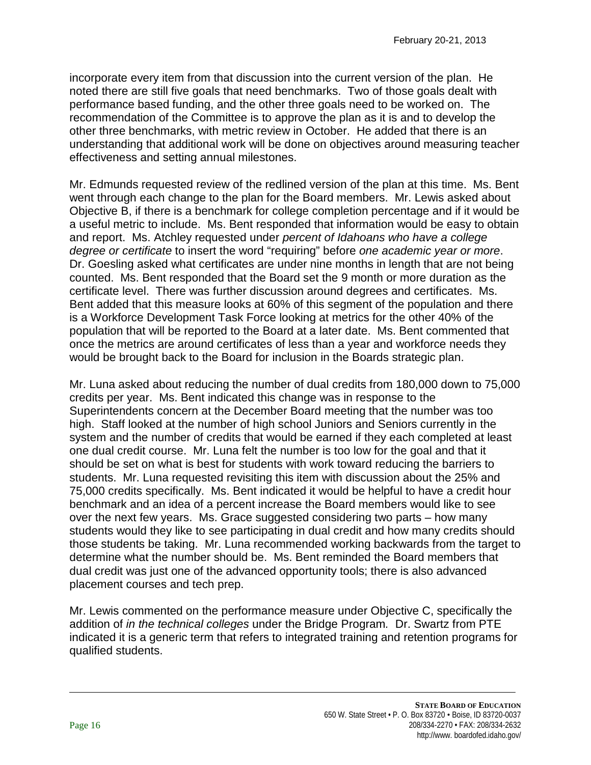incorporate every item from that discussion into the current version of the plan. He noted there are still five goals that need benchmarks. Two of those goals dealt with performance based funding, and the other three goals need to be worked on. The recommendation of the Committee is to approve the plan as it is and to develop the other three benchmarks, with metric review in October. He added that there is an understanding that additional work will be done on objectives around measuring teacher effectiveness and setting annual milestones.

Mr. Edmunds requested review of the redlined version of the plan at this time. Ms. Bent went through each change to the plan for the Board members. Mr. Lewis asked about Objective B, if there is a benchmark for college completion percentage and if it would be a useful metric to include. Ms. Bent responded that information would be easy to obtain and report. Ms. Atchley requested under *percent of Idahoans who have a college degree or certificate* to insert the word "requiring" before *one academic year or more*. Dr. Goesling asked what certificates are under nine months in length that are not being counted. Ms. Bent responded that the Board set the 9 month or more duration as the certificate level. There was further discussion around degrees and certificates. Ms. Bent added that this measure looks at 60% of this segment of the population and there is a Workforce Development Task Force looking at metrics for the other 40% of the population that will be reported to the Board at a later date. Ms. Bent commented that once the metrics are around certificates of less than a year and workforce needs they would be brought back to the Board for inclusion in the Boards strategic plan.

Mr. Luna asked about reducing the number of dual credits from 180,000 down to 75,000 credits per year. Ms. Bent indicated this change was in response to the Superintendents concern at the December Board meeting that the number was too high. Staff looked at the number of high school Juniors and Seniors currently in the system and the number of credits that would be earned if they each completed at least one dual credit course. Mr. Luna felt the number is too low for the goal and that it should be set on what is best for students with work toward reducing the barriers to students. Mr. Luna requested revisiting this item with discussion about the 25% and 75,000 credits specifically. Ms. Bent indicated it would be helpful to have a credit hour benchmark and an idea of a percent increase the Board members would like to see over the next few years. Ms. Grace suggested considering two parts – how many students would they like to see participating in dual credit and how many credits should those students be taking. Mr. Luna recommended working backwards from the target to determine what the number should be. Ms. Bent reminded the Board members that dual credit was just one of the advanced opportunity tools; there is also advanced placement courses and tech prep.

Mr. Lewis commented on the performance measure under Objective C, specifically the addition of *in the technical colleges* under the Bridge Program. Dr. Swartz from PTE indicated it is a generic term that refers to integrated training and retention programs for qualified students.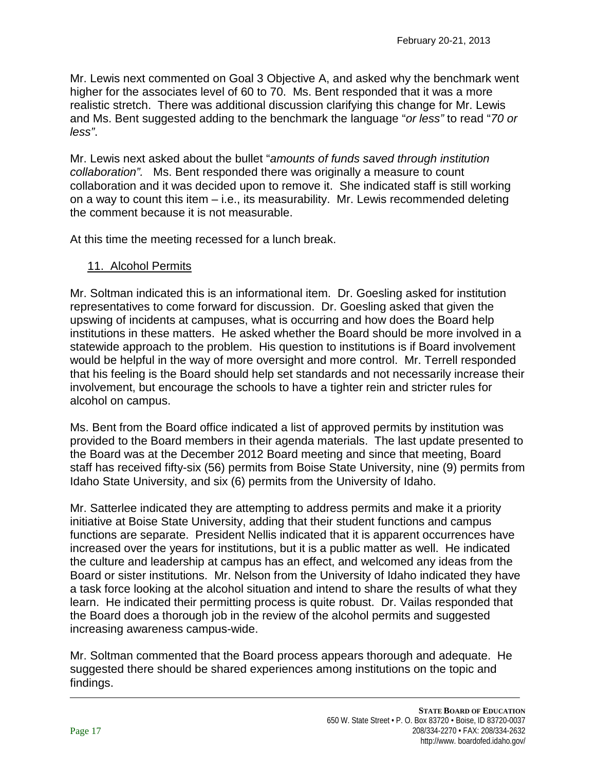Mr. Lewis next commented on Goal 3 Objective A, and asked why the benchmark went higher for the associates level of 60 to 70. Ms. Bent responded that it was a more realistic stretch. There was additional discussion clarifying this change for Mr. Lewis and Ms. Bent suggested adding to the benchmark the language "*or less"* to read "*70 or less"*.

Mr. Lewis next asked about the bullet "*amounts of funds saved through institution collaboration".* Ms. Bent responded there was originally a measure to count collaboration and it was decided upon to remove it. She indicated staff is still working on a way to count this item – i.e., its measurability. Mr. Lewis recommended deleting the comment because it is not measurable.

At this time the meeting recessed for a lunch break.

11. Alcohol Permits

Mr. Soltman indicated this is an informational item. Dr. Goesling asked for institution representatives to come forward for discussion. Dr. Goesling asked that given the upswing of incidents at campuses, what is occurring and how does the Board help institutions in these matters. He asked whether the Board should be more involved in a statewide approach to the problem. His question to institutions is if Board involvement would be helpful in the way of more oversight and more control. Mr. Terrell responded that his feeling is the Board should help set standards and not necessarily increase their involvement, but encourage the schools to have a tighter rein and stricter rules for alcohol on campus.

Ms. Bent from the Board office indicated a list of approved permits by institution was provided to the Board members in their agenda materials. The last update presented to the Board was at the December 2012 Board meeting and since that meeting, Board staff has received fifty-six (56) permits from Boise State University, nine (9) permits from Idaho State University, and six (6) permits from the University of Idaho.

Mr. Satterlee indicated they are attempting to address permits and make it a priority initiative at Boise State University, adding that their student functions and campus functions are separate. President Nellis indicated that it is apparent occurrences have increased over the years for institutions, but it is a public matter as well. He indicated the culture and leadership at campus has an effect, and welcomed any ideas from the Board or sister institutions. Mr. Nelson from the University of Idaho indicated they have a task force looking at the alcohol situation and intend to share the results of what they learn. He indicated their permitting process is quite robust. Dr. Vailas responded that the Board does a thorough job in the review of the alcohol permits and suggested increasing awareness campus-wide.

Mr. Soltman commented that the Board process appears thorough and adequate. He suggested there should be shared experiences among institutions on the topic and findings.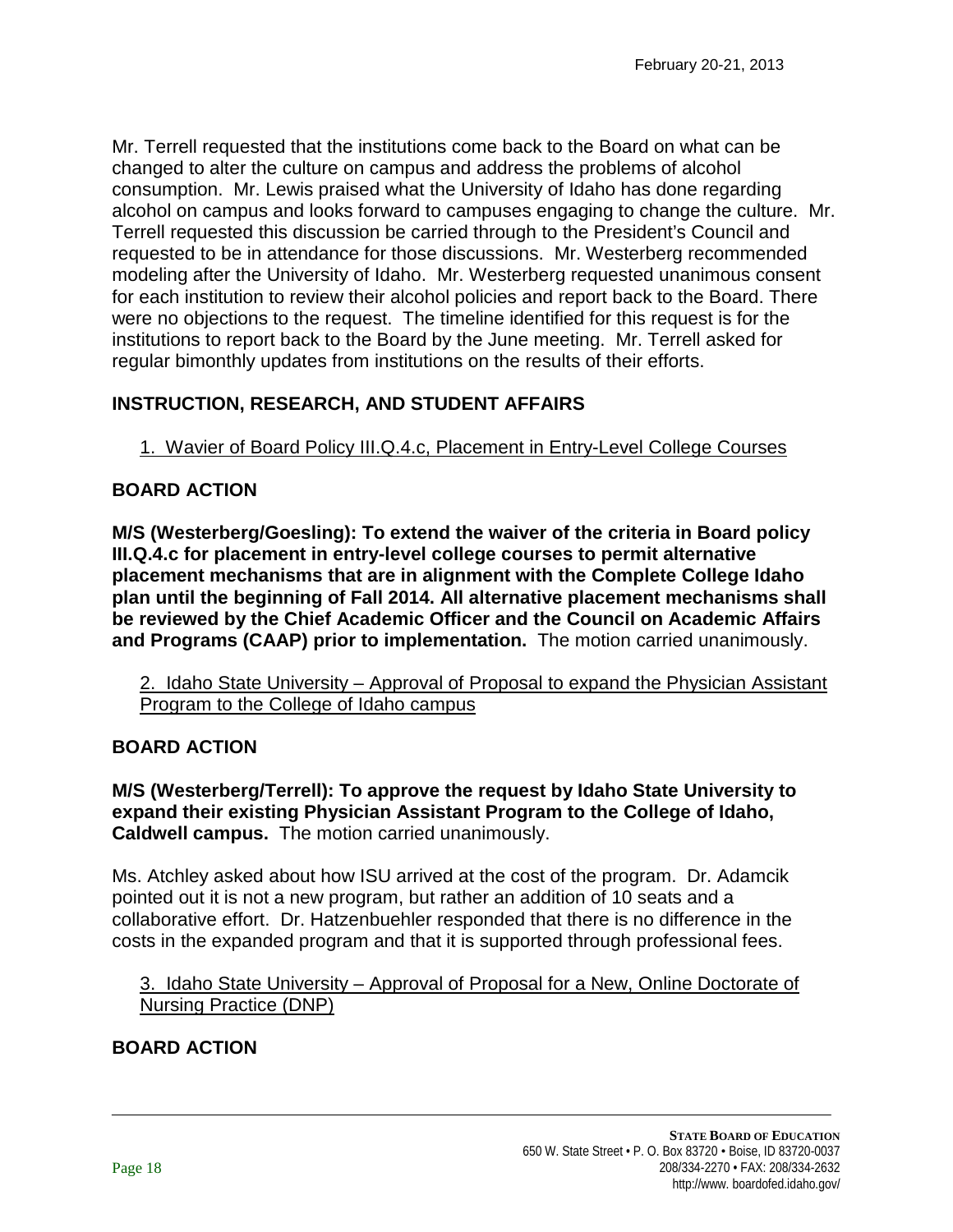Mr. Terrell requested that the institutions come back to the Board on what can be changed to alter the culture on campus and address the problems of alcohol consumption. Mr. Lewis praised what the University of Idaho has done regarding alcohol on campus and looks forward to campuses engaging to change the culture. Mr. Terrell requested this discussion be carried through to the President's Council and requested to be in attendance for those discussions. Mr. Westerberg recommended modeling after the University of Idaho. Mr. Westerberg requested unanimous consent for each institution to review their alcohol policies and report back to the Board. There were no objections to the request. The timeline identified for this request is for the institutions to report back to the Board by the June meeting. Mr. Terrell asked for regular bimonthly updates from institutions on the results of their efforts.

## INSTRUCTION, RESEARCH, AND STUDENT AFFAIRS

1. Wavier of Board Policy III.Q.4.c, Placement in Entry-Level College Courses

### BOARD ACTION

**M/S (Westerberg/Goesling): To extend the waiver of the criteria in Board policy III.Q.4.c for placement in entry-level college courses to permit alternative placement mechanisms that are in alignment with the Complete College Idaho plan until the beginning of Fall 2014. All alternative placement mechanisms shall be reviewed by the Chief Academic Officer and the Council on Academic Affairs and Programs (CAAP) prior to implementation.** The motion carried unanimously.

2. Idaho State University – Approval of Proposal to expand the Physician Assistant Program to the College of Idaho campus

### BOARD ACTION

**M/S (Westerberg/Terrell): To approve the request by Idaho State University to expand their existing Physician Assistant Program to the College of Idaho, Caldwell campus.** The motion carried unanimously.

Ms. Atchley asked about how ISU arrived at the cost of the program. Dr. Adamcik pointed out it is not a new program, but rather an addition of 10 seats and a collaborative effort. Dr. Hatzenbuehler responded that there is no difference in the costs in the expanded program and that it is supported through professional fees.

3. Idaho State University – Approval of Proposal for a New, Online Doctorate of Nursing Practice (DNP)

### BOARD ACTION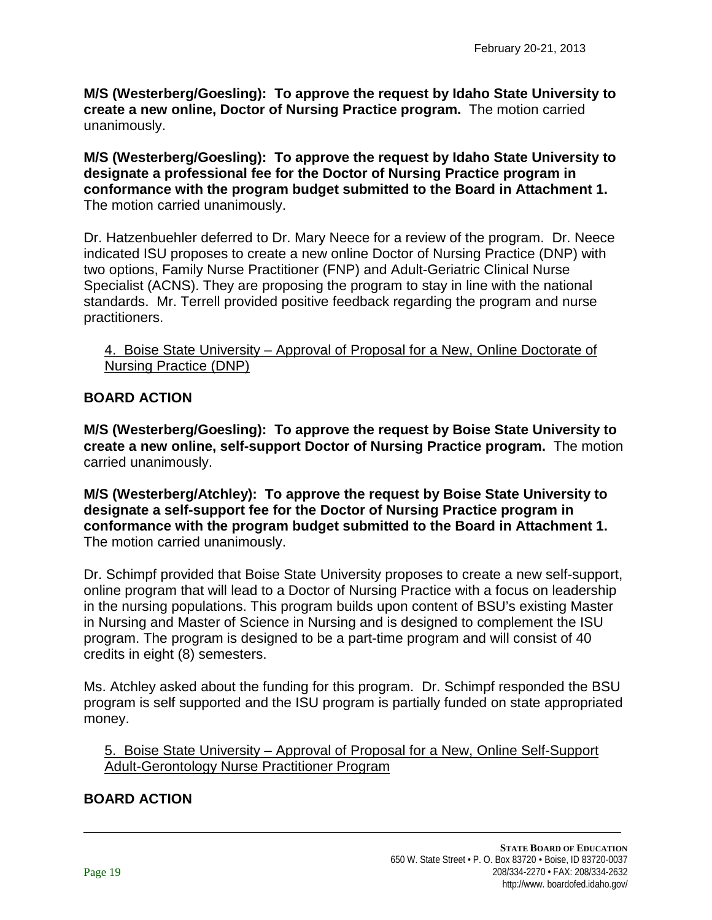**M/S (Westerberg/Goesling): To approve the request by Idaho State University to create a new online, Doctor of Nursing Practice program.** The motion carried unanimously.

**M/S (Westerberg/Goesling): To approve the request by Idaho State University to designate a professional fee for the Doctor of Nursing Practice program in conformance with the program budget submitted to the Board in Attachment 1.** The motion carried unanimously.

Dr. Hatzenbuehler deferred to Dr. Mary Neece for a review of the program. Dr. Neece indicated ISU proposes to create a new online Doctor of Nursing Practice (DNP) with two options, Family Nurse Practitioner (FNP) and Adult-Geriatric Clinical Nurse Specialist (ACNS). They are proposing the program to stay in line with the national standards. Mr. Terrell provided positive feedback regarding the program and nurse practitioners.

4. Boise State University – Approval of Proposal for a New, Online Doctorate of Nursing Practice (DNP)

**BOARD ACTION**

**M/S (Westerberg/Goesling): To approve the request by Boise State University to create a new online, self-support Doctor of Nursing Practice program.** The motion carried unanimously.

**M/S (Westerberg/Atchley): To approve the request by Boise State University to designate a self-support fee for the Doctor of Nursing Practice program in conformance with the program budget submitted to the Board in Attachment 1.** The motion carried unanimously.

Dr. Schimpf provided that Boise State University proposes to create a new self-support, online program that will lead to a Doctor of Nursing Practice with a focus on leadership in the nursing populations. This program builds upon content of BSU's existing Master in Nursing and Master of Science in Nursing and is designed to complement the ISU program. The program is designed to be a part-time program and will consist of 40 credits in eight (8) semesters.

Ms. Atchley asked about the funding for this program. Dr. Schimpf responded the BSU program is self supported and the ISU program is partially funded on state appropriated money.

5. Boise State University – Approval of Proposal for a New, Online Self-Support Adult-Gerontology Nurse Practitioner Program

**BOARD ACTION**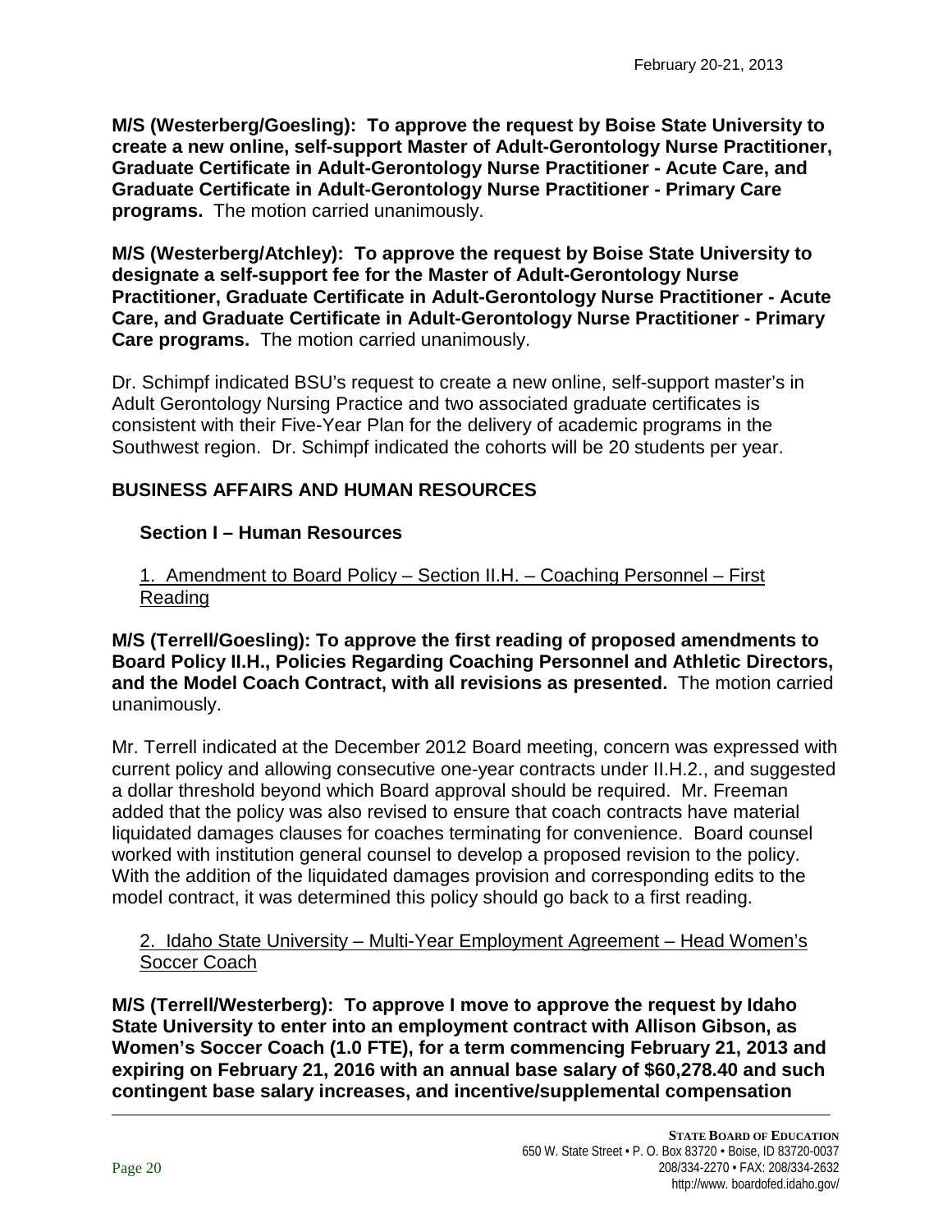**M/S (Westerberg/Goesling): To approve the request by Boise State University to create a new online, self-support Master of Adult-Gerontology Nurse Practitioner, Graduate Certificate in Adult-Gerontology Nurse Practitioner - Acute Care, and Graduate Certificate in Adult-Gerontology Nurse Practitioner - Primary Care programs.** The motion carried unanimously.

**M/S (Westerberg/Atchley): To approve the request by Boise State University to designate a self-support fee for the Master of Adult-Gerontology Nurse Practitioner, Graduate Certificate in Adult-Gerontology Nurse Practitioner - Acute Care, and Graduate Certificate in Adult-Gerontology Nurse Practitioner - Primary Care programs.** The motion carried unanimously.

Dr. Schimpf indicated BSU's request to create a new online, self-support master's in Adult Gerontology Nursing Practice and two associated graduate certificates is consistent with their Five-Year Plan for the delivery of academic programs in the Southwest region. Dr. Schimpf indicated the cohorts will be 20 students per year.

## BUSINESS AFFAIRS AND HUMAN RESOURCES

### Section I – Human Resources

1. Amendment to Board Policy – Section II.H. – Coaching Personnel – First Reading

**M/S (Terrell/Goesling): To approve the first reading of proposed amendments to Board Policy II.H., Policies Regarding Coaching Personnel and Athletic Directors, and the Model Coach Contract, with all revisions as presented.** The motion carried unanimously.

Mr. Terrell indicated at the December 2012 Board meeting, concern was expressed with current policy and allowing consecutive one-year contracts under II.H.2., and suggested a dollar threshold beyond which Board approval should be required. Mr. Freeman added that the policy was also revised to ensure that coach contracts have material liquidated damages clauses for coaches terminating for convenience. Board counsel worked with institution general counsel to develop a proposed revision to the policy. With the addition of the liquidated damages provision and corresponding edits to the model contract, it was determined this policy should go back to a first reading.

2. Idaho State University – Multi-Year Employment Agreement – Head Women's Soccer Coach

**M/S (Terrell/Westerberg): To approve I move to approve the request by Idaho State University to enter into an employment contract with Allison Gibson, as Women's Soccer Coach (1.0 FTE), for a term commencing February 21, 2013 and expiring on February 21, 2016 with an annual base salary of $60,278.40 and such contingent base salary increases, and incentive/supplemental compensation**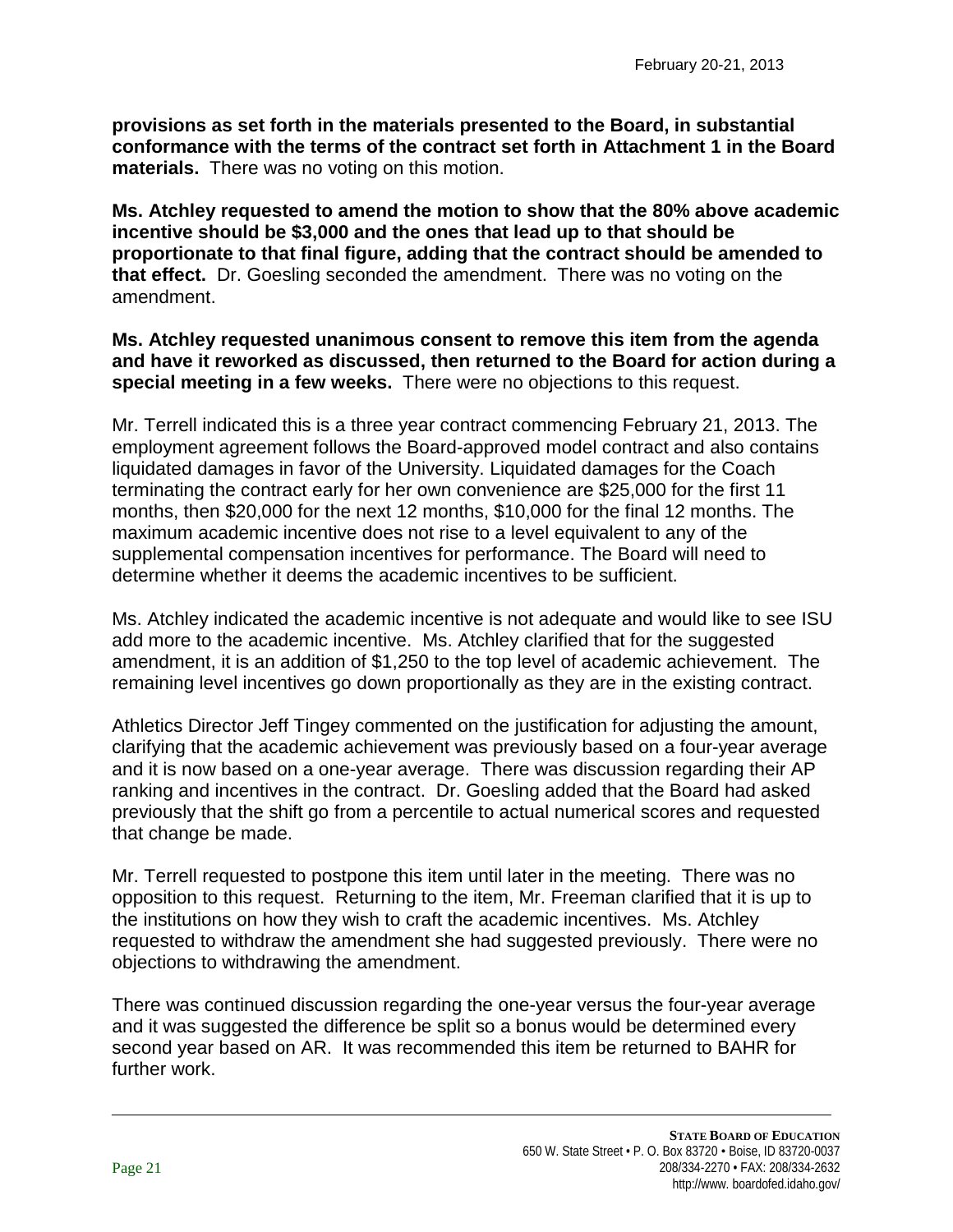**provisions as set forth in the materials presented to the Board, in substantial conformance with the terms of the contract set forth in Attachment 1 in the Board materials.** There was no voting on this motion.

**Ms. Atchley requested to amend the motion to show that the 80% above academic incentive should be $3,000 and the ones that lead up to that should be proportionate to that final figure, adding that the contract should be amended to that effect.** Dr. Goesling seconded the amendment. There was no voting on the amendment.

**Ms. Atchley requested unanimous consent to remove this item from the agenda and have it reworked as discussed, then returned to the Board for action during a special meeting in a few weeks.** There were no objections to this request.

Mr. Terrell indicated this is a three year contract commencing February 21, 2013. The employment agreement follows the Board-approved model contract and also contains liquidated damages in favor of the University. Liquidated damages for the Coach terminating the contract early for her own convenience are $25,000 for the first 11 months, then $20,000 for the next 12 months, $10,000 for the final 12 months. The maximum academic incentive does not rise to a level equivalent to any of the supplemental compensation incentives for performance. The Board will need to determine whether it deems the academic incentives to be sufficient.

Ms. Atchley indicated the academic incentive is not adequate and would like to see ISU add more to the academic incentive. Ms. Atchley clarified that for the suggested amendment, it is an addition of $1,250 to the top level of academic achievement. The remaining level incentives go down proportionally as they are in the existing contract.

Athletics Director Jeff Tingey commented on the justification for adjusting the amount, clarifying that the academic achievement was previously based on a four-year average and it is now based on a one-year average. There was discussion regarding their AP ranking and incentives in the contract. Dr. Goesling added that the Board had asked previously that the shift go from a percentile to actual numerical scores and requested that change be made.

Mr. Terrell requested to postpone this item until later in the meeting. There was no opposition to this request. Returning to the item, Mr. Freeman clarified that it is up to the institutions on how they wish to craft the academic incentives. Ms. Atchley requested to withdraw the amendment she had suggested previously. There were no objections to withdrawing the amendment.

There was continued discussion regarding the one-year versus the four-year average and it was suggested the difference be split so a bonus would be determined every second year based on AR. It was recommended this item be returned to BAHR for further work.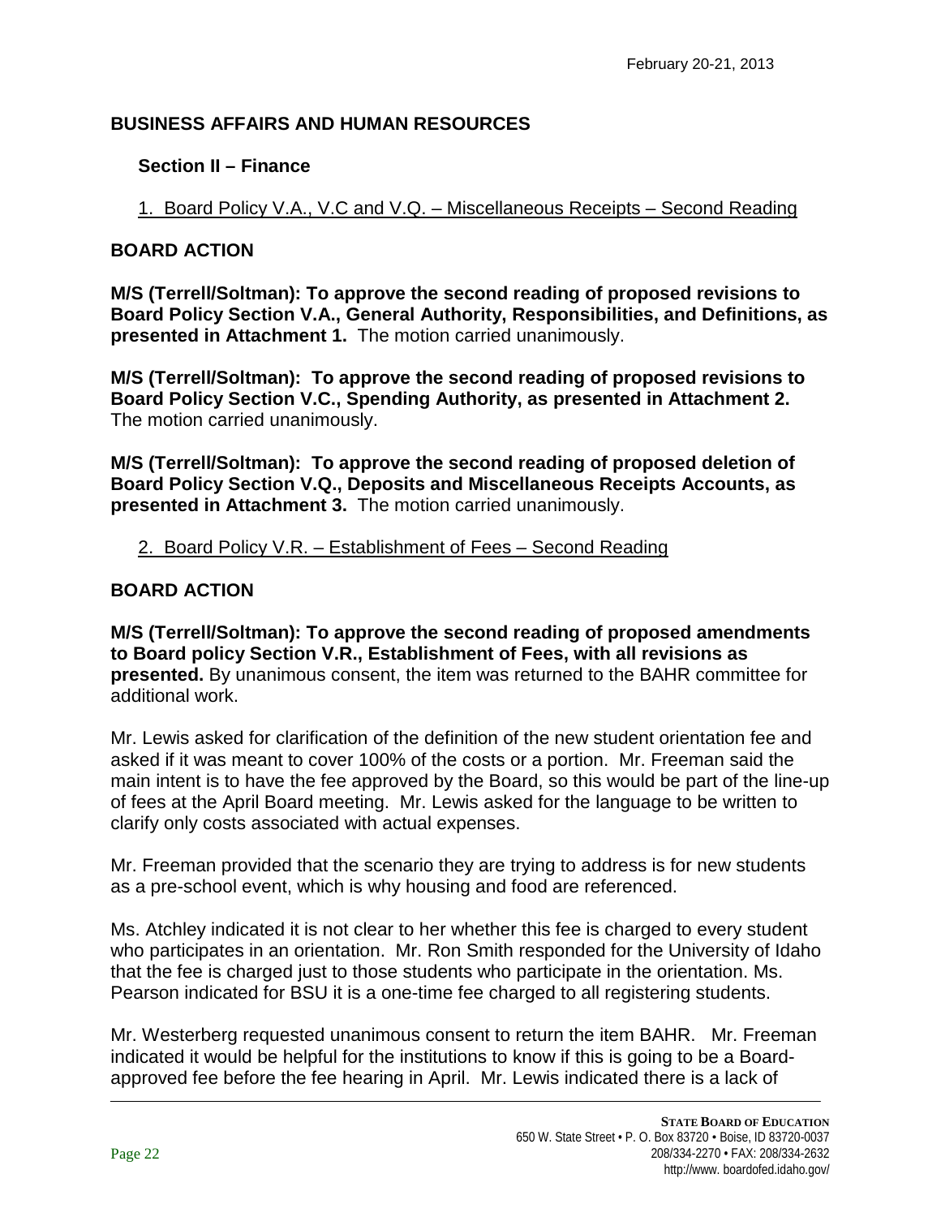## BUSINESS AFFAIRS AND HUMAN RESOURCES

### Section II – Finance

1. Board Policy V.A., V.C and V.Q. – Miscellaneous Receipts – Second Reading

## BOARD ACTION

**M/S (Terrell/Soltman): To approve the second reading of proposed revisions to Board Policy Section V.A., General Authority, Responsibilities, and Definitions, as presented in Attachment 1.** The motion carried unanimously.

**M/S (Terrell/Soltman): To approve the second reading of proposed revisions to Board Policy Section V.C., Spending Authority, as presented in Attachment 2.** The motion carried unanimously.

**M/S (Terrell/Soltman): To approve the second reading of proposed deletion of Board Policy Section V.Q., Deposits and Miscellaneous Receipts Accounts, as presented in Attachment 3.** The motion carried unanimously.

2. Board Policy V.R. – Establishment of Fees – Second Reading

## BOARD ACTION

**M/S (Terrell/Soltman): To approve the second reading of proposed amendments to Board policy Section V.R., Establishment of Fees, with all revisions as presented.** By unanimous consent, the item was returned to the BAHR committee for additional work.

Mr. Lewis asked for clarification of the definition of the new student orientation fee and asked if it was meant to cover 100% of the costs or a portion. Mr. Freeman said the main intent is to have the fee approved by the Board, so this would be part of the line-up of fees at the April Board meeting. Mr. Lewis asked for the language to be written to clarify only costs associated with actual expenses.

Mr. Freeman provided that the scenario they are trying to address is for new students as a pre-school event, which is why housing and food are referenced.

Ms. Atchley indicated it is not clear to her whether this fee is charged to every student who participates in an orientation. Mr. Ron Smith responded for the University of Idaho that the fee is charged just to those students who participate in the orientation. Ms. Pearson indicated for BSU it is a one-time fee charged to all registering students.

Mr. Westerberg requested unanimous consent to return the item BAHR. Mr. Freeman indicated it would be helpful for the institutions to know if this is going to be a Board-approved fee before the fee hearing in April. Mr. Lewis indicated there is a lack of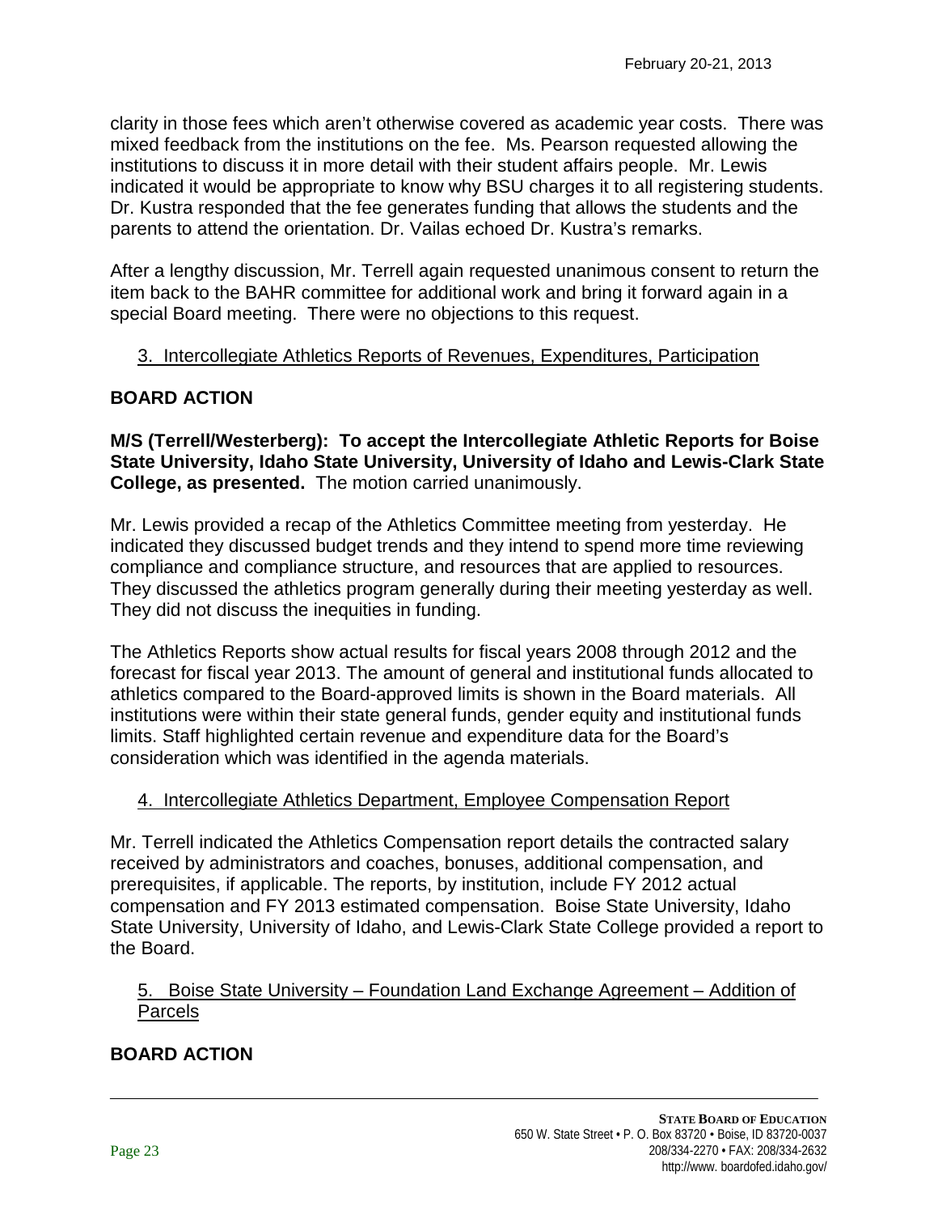clarity in those fees which aren't otherwise covered as academic year costs. There was mixed feedback from the institutions on the fee. Ms. Pearson requested allowing the institutions to discuss it in more detail with their student affairs people. Mr. Lewis indicated it would be appropriate to know why BSU charges it to all registering students. Dr. Kustra responded that the fee generates funding that allows the students and the parents to attend the orientation. Dr. Vailas echoed Dr. Kustra's remarks.

After a lengthy discussion, Mr. Terrell again requested unanimous consent to return the item back to the BAHR committee for additional work and bring it forward again in a special Board meeting. There were no objections to this request.

3. Intercollegiate Athletics Reports of Revenues, Expenditures, Participation

**BOARD ACTION**

**M/S (Terrell/Westerberg): To accept the Intercollegiate Athletic Reports for Boise State University, Idaho State University, University of Idaho and Lewis-Clark State College, as presented.** The motion carried unanimously.

Mr. Lewis provided a recap of the Athletics Committee meeting from yesterday. He indicated they discussed budget trends and they intend to spend more time reviewing compliance and compliance structure, and resources that are applied to resources. They discussed the athletics program generally during their meeting yesterday as well. They did not discuss the inequities in funding.

The Athletics Reports show actual results for fiscal years 2008 through 2012 and the forecast for fiscal year 2013. The amount of general and institutional funds allocated to athletics compared to the Board-approved limits is shown in the Board materials. All institutions were within their state general funds, gender equity and institutional funds limits. Staff highlighted certain revenue and expenditure data for the Board's consideration which was identified in the agenda materials.

4. Intercollegiate Athletics Department, Employee Compensation Report

Mr. Terrell indicated the Athletics Compensation report details the contracted salary received by administrators and coaches, bonuses, additional compensation, and prerequisites, if applicable. The reports, by institution, include FY 2012 actual compensation and FY 2013 estimated compensation. Boise State University, Idaho State University, University of Idaho, and Lewis-Clark State College provided a report to the Board.

5. Boise State University – Foundation Land Exchange Agreement – Addition of Parcels

**BOARD ACTION**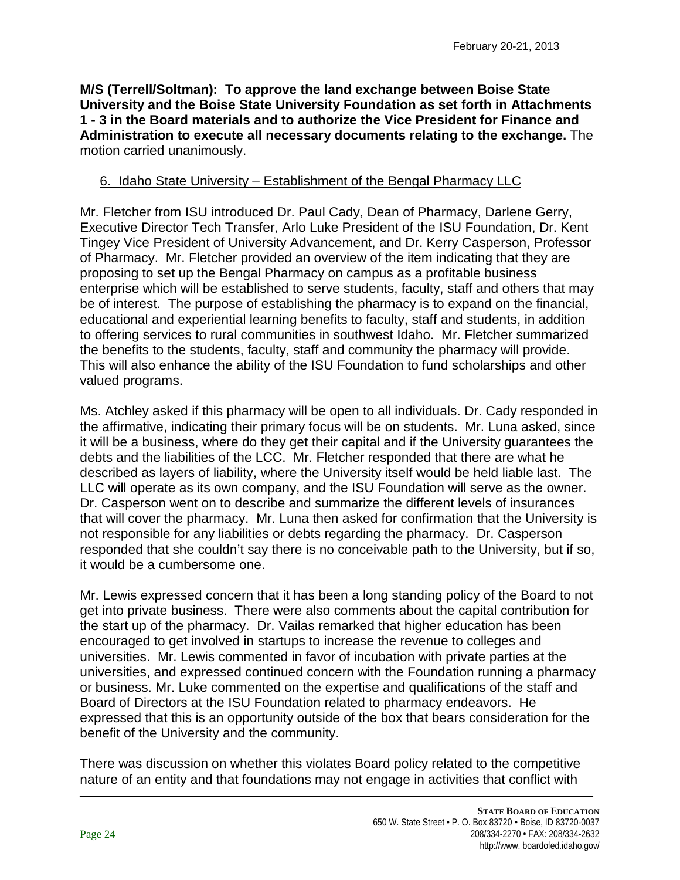**M/S (Terrell/Soltman): To approve the land exchange between Boise State University and the Boise State University Foundation as set forth in Attachments 1 - 3 in the Board materials and to authorize the Vice President for Finance and Administration to execute all necessary documents relating to the exchange.** The motion carried unanimously.

6. Idaho State University – Establishment of the Bengal Pharmacy LLC

Mr. Fletcher from ISU introduced Dr. Paul Cady, Dean of Pharmacy, Darlene Gerry, Executive Director Tech Transfer, Arlo Luke President of the ISU Foundation, Dr. Kent Tingey Vice President of University Advancement, and Dr. Kerry Casperson, Professor of Pharmacy. Mr. Fletcher provided an overview of the item indicating that they are proposing to set up the Bengal Pharmacy on campus as a profitable business enterprise which will be established to serve students, faculty, staff and others that may be of interest. The purpose of establishing the pharmacy is to expand on the financial, educational and experiential learning benefits to faculty, staff and students, in addition to offering services to rural communities in southwest Idaho. Mr. Fletcher summarized the benefits to the students, faculty, staff and community the pharmacy will provide. This will also enhance the ability of the ISU Foundation to fund scholarships and other valued programs.

Ms. Atchley asked if this pharmacy will be open to all individuals. Dr. Cady responded in the affirmative, indicating their primary focus will be on students. Mr. Luna asked, since it will be a business, where do they get their capital and if the University guarantees the debts and the liabilities of the LCC. Mr. Fletcher responded that there are what he described as layers of liability, where the University itself would be held liable last. The LLC will operate as its own company, and the ISU Foundation will serve as the owner. Dr. Casperson went on to describe and summarize the different levels of insurances that will cover the pharmacy. Mr. Luna then asked for confirmation that the University is not responsible for any liabilities or debts regarding the pharmacy. Dr. Casperson responded that she couldn't say there is no conceivable path to the University, but if so, it would be a cumbersome one.

Mr. Lewis expressed concern that it has been a long standing policy of the Board to not get into private business. There were also comments about the capital contribution for the start up of the pharmacy. Dr. Vailas remarked that higher education has been encouraged to get involved in startups to increase the revenue to colleges and universities. Mr. Lewis commented in favor of incubation with private parties at the universities, and expressed continued concern with the Foundation running a pharmacy or business. Mr. Luke commented on the expertise and qualifications of the staff and Board of Directors at the ISU Foundation related to pharmacy endeavors. He expressed that this is an opportunity outside of the box that bears consideration for the benefit of the University and the community.

There was discussion on whether this violates Board policy related to the competitive nature of an entity and that foundations may not engage in activities that conflict with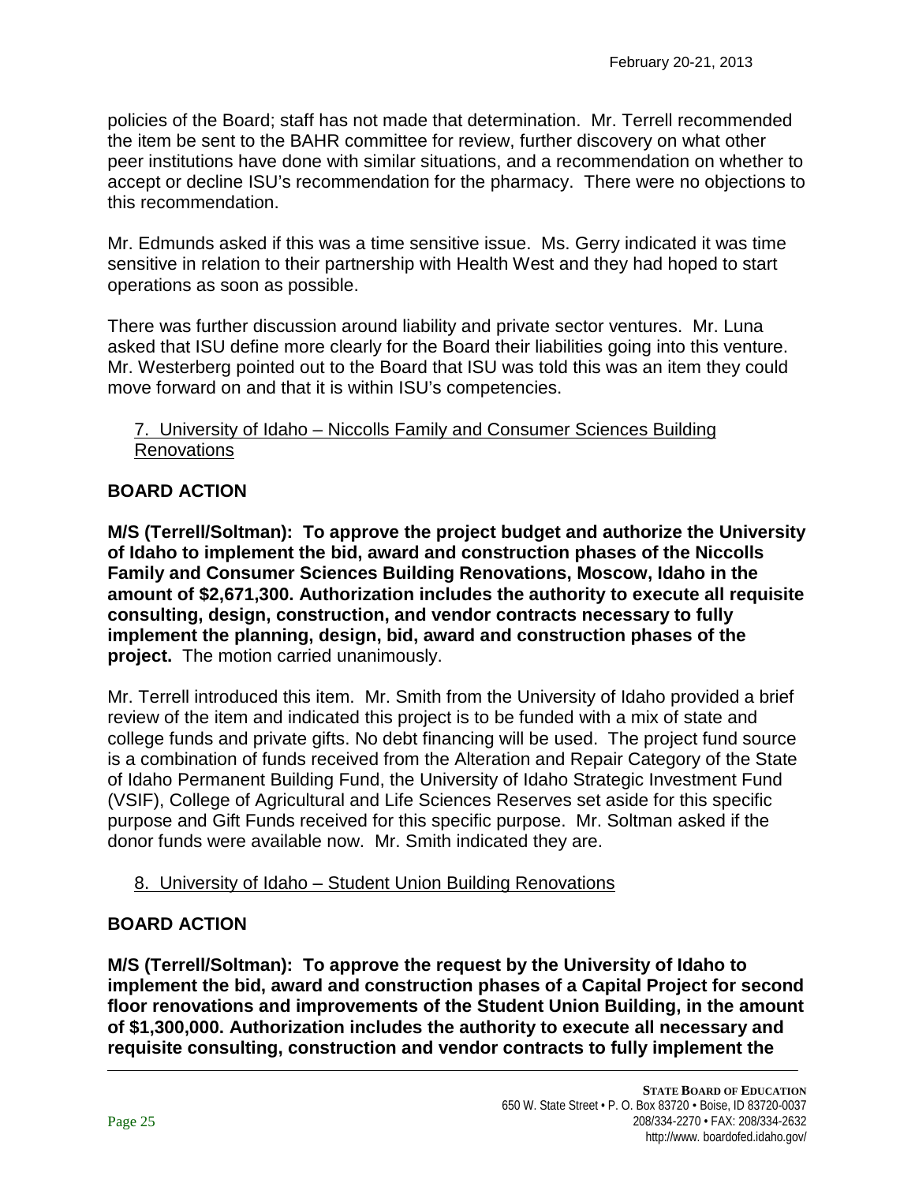policies of the Board; staff has not made that determination. Mr. Terrell recommended the item be sent to the BAHR committee for review, further discovery on what other peer institutions have done with similar situations, and a recommendation on whether to accept or decline ISU's recommendation for the pharmacy. There were no objections to this recommendation.

Mr. Edmunds asked if this was a time sensitive issue. Ms. Gerry indicated it was time sensitive in relation to their partnership with Health West and they had hoped to start operations as soon as possible.

There was further discussion around liability and private sector ventures. Mr. Luna asked that ISU define more clearly for the Board their liabilities going into this venture. Mr. Westerberg pointed out to the Board that ISU was told this was an item they could move forward on and that it is within ISU's competencies.

7. University of Idaho – Niccolls Family and Consumer Sciences Building Renovations

**BOARD ACTION**

**M/S (Terrell/Soltman): To approve the project budget and authorize the University of Idaho to implement the bid, award and construction phases of the Niccolls Family and Consumer Sciences Building Renovations, Moscow, Idaho in the amount of $2,671,300. Authorization includes the authority to execute all requisite consulting, design, construction, and vendor contracts necessary to fully implement the planning, design, bid, award and construction phases of the project.** The motion carried unanimously.

Mr. Terrell introduced this item. Mr. Smith from the University of Idaho provided a brief review of the item and indicated this project is to be funded with a mix of state and college funds and private gifts. No debt financing will be used. The project fund source is a combination of funds received from the Alteration and Repair Category of the State of Idaho Permanent Building Fund, the University of Idaho Strategic Investment Fund (VSIF), College of Agricultural and Life Sciences Reserves set aside for this specific purpose and Gift Funds received for this specific purpose. Mr. Soltman asked if the donor funds were available now. Mr. Smith indicated they are.

8. University of Idaho – Student Union Building Renovations

**BOARD ACTION**

**M/S (Terrell/Soltman): To approve the request by the University of Idaho to implement the bid, award and construction phases of a Capital Project for second floor renovations and improvements of the Student Union Building, in the amount of $1,300,000. Authorization includes the authority to execute all necessary and requisite consulting, construction and vendor contracts to fully implement the**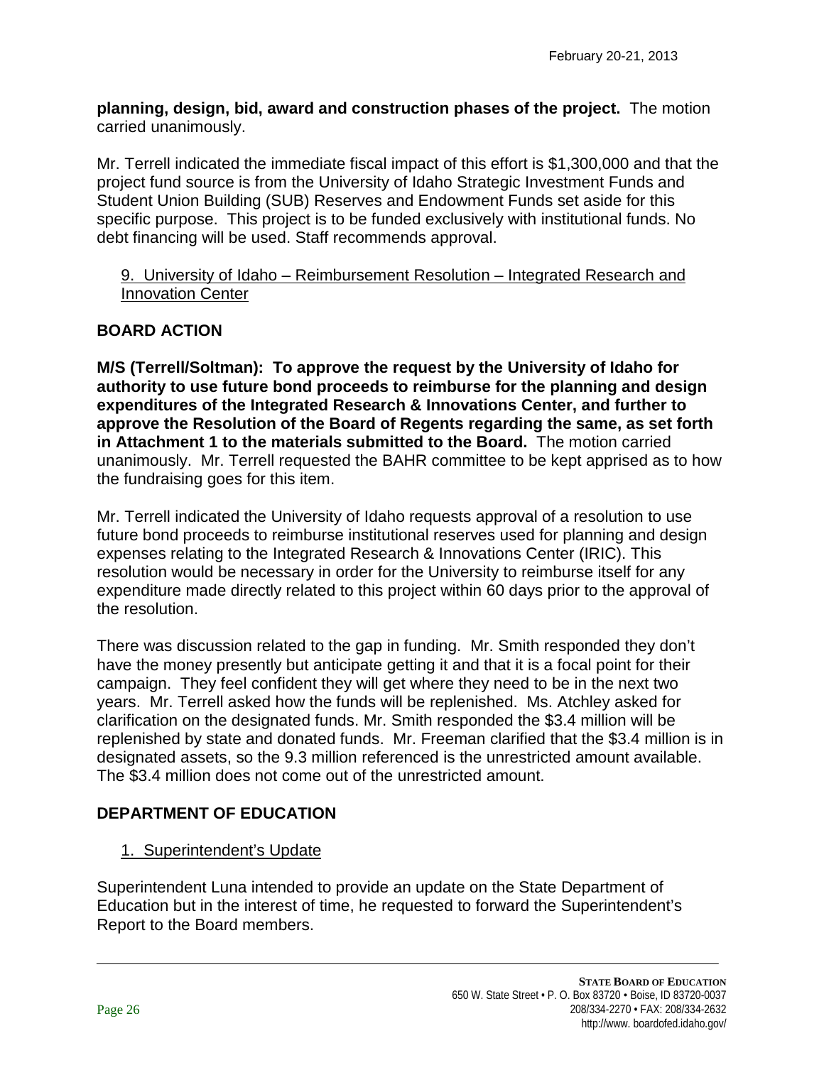**planning, design, bid, award and construction phases of the project.** The motion carried unanimously.

Mr. Terrell indicated the immediate fiscal impact of this effort is $1,300,000 and that the project fund source is from the University of Idaho Strategic Investment Funds and Student Union Building (SUB) Reserves and Endowment Funds set aside for this specific purpose. This project is to be funded exclusively with institutional funds. No debt financing will be used. Staff recommends approval.

9. University of Idaho – Reimbursement Resolution – Integrated Research and Innovation Center

## BOARD ACTION

**M/S (Terrell/Soltman): To approve the request by the University of Idaho for authority to use future bond proceeds to reimburse for the planning and design expenditures of the Integrated Research & Innovations Center, and further to approve the Resolution of the Board of Regents regarding the same, as set forth in Attachment 1 to the materials submitted to the Board.** The motion carried unanimously. Mr. Terrell requested the BAHR committee to be kept apprised as to how the fundraising goes for this item.

Mr. Terrell indicated the University of Idaho requests approval of a resolution to use future bond proceeds to reimburse institutional reserves used for planning and design expenses relating to the Integrated Research & Innovations Center (IRIC). This resolution would be necessary in order for the University to reimburse itself for any expenditure made directly related to this project within 60 days prior to the approval of the resolution.

There was discussion related to the gap in funding. Mr. Smith responded they don't have the money presently but anticipate getting it and that it is a focal point for their campaign. They feel confident they will get where they need to be in the next two years. Mr. Terrell asked how the funds will be replenished. Ms. Atchley asked for clarification on the designated funds. Mr. Smith responded the $3.4 million will be replenished by state and donated funds. Mr. Freeman clarified that the $3.4 million is in designated assets, so the 9.3 million referenced is the unrestricted amount available. The $3.4 million does not come out of the unrestricted amount.

## DEPARTMENT OF EDUCATION

1. Superintendent's Update

Superintendent Luna intended to provide an update on the State Department of Education but in the interest of time, he requested to forward the Superintendent's Report to the Board members.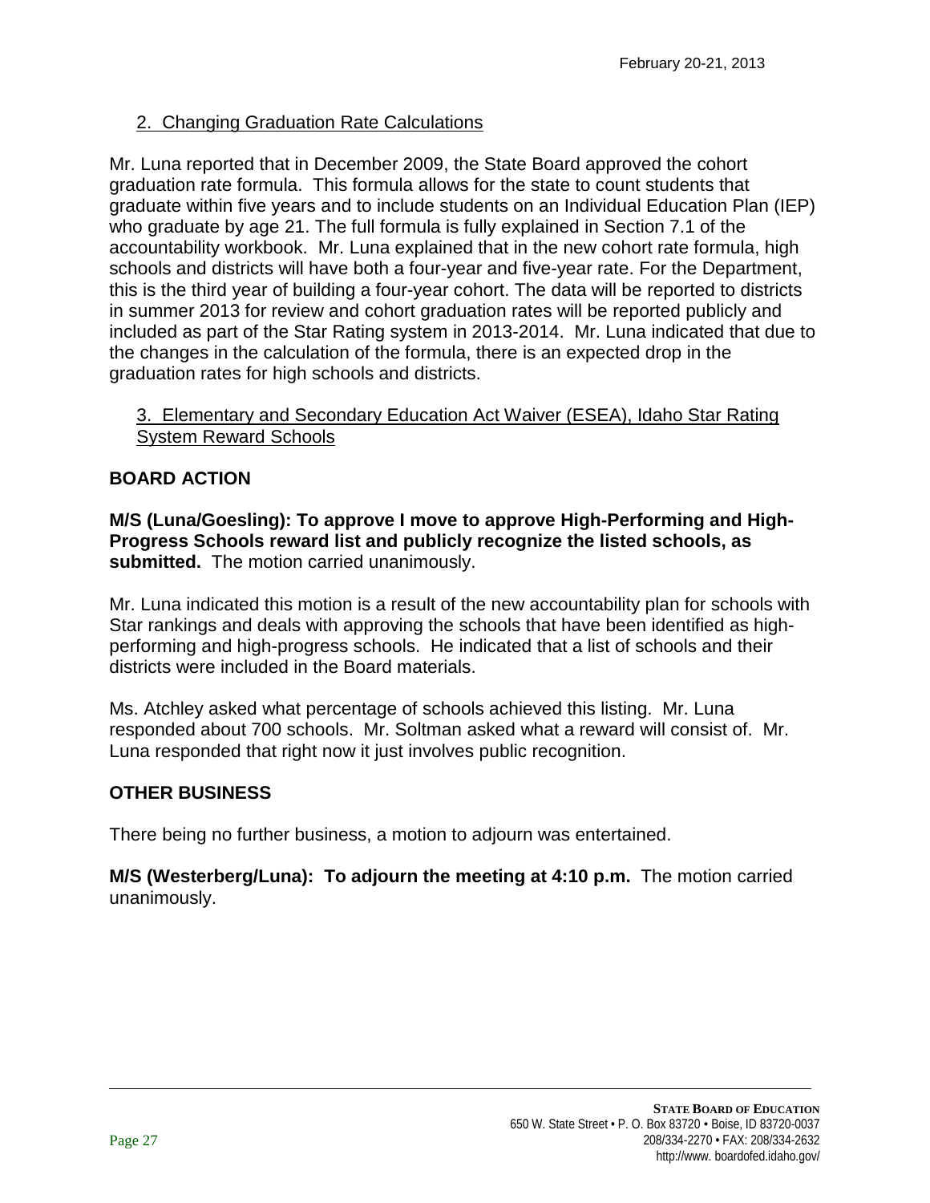2. Changing Graduation Rate Calculations

Mr. Luna reported that in December 2009, the State Board approved the cohort graduation rate formula. This formula allows for the state to count students that graduate within five years and to include students on an Individual Education Plan (IEP) who graduate by age 21. The full formula is fully explained in Section 7.1 of the accountability workbook. Mr. Luna explained that in the new cohort rate formula, high schools and districts will have both a four-year and five-year rate. For the Department, this is the third year of building a four-year cohort. The data will be reported to districts in summer 2013 for review and cohort graduation rates will be reported publicly and included as part of the Star Rating system in 2013-2014. Mr. Luna indicated that due to the changes in the calculation of the formula, there is an expected drop in the graduation rates for high schools and districts.

3. Elementary and Secondary Education Act Waiver (ESEA), Idaho Star Rating System Reward Schools

**BOARD ACTION**

**M/S (Luna/Goesling): To approve I move to approve High-Performing and High-Progress Schools reward list and publicly recognize the listed schools, as submitted.** The motion carried unanimously.

Mr. Luna indicated this motion is a result of the new accountability plan for schools with Star rankings and deals with approving the schools that have been identified as high-performing and high-progress schools. He indicated that a list of schools and their districts were included in the Board materials.

Ms. Atchley asked what percentage of schools achieved this listing. Mr. Luna responded about 700 schools. Mr. Soltman asked what a reward will consist of. Mr. Luna responded that right now it just involves public recognition.

**OTHER BUSINESS**

There being no further business, a motion to adjourn was entertained.

**M/S (Westerberg/Luna): To adjourn the meeting at 4:10 p.m.** The motion carried unanimously.